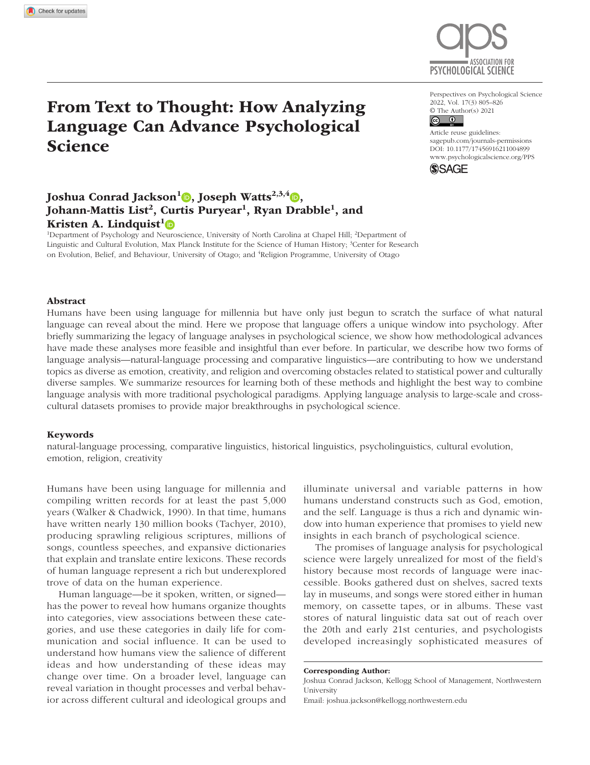# From Text to Thought: How Analyzing Language Can Advance Psychological Science

**Joshua Conrad Jackson[1], Joseph Watts[2,3,4], Johann-Mattis List[2], Curtis Puryear[1], Ryan Drabble[1], and Kristen A. Lindquist[1]**

[1]Department of Psychology and Neuroscience, University of North Carolina at Chapel Hill; [2]Department of Linguistic and Cultural Evolution, Max Planck Institute for the Science of Human History; [3]Center for Research on Evolution, Belief, and Behaviour, University of Otago; and [4]Religion Programme, University of Otago

Perspectives on Psychological Science
2022, Vol. 17(3) 805–826
© The Author(s) 2021
Article reuse guidelines: sagepub.com/journals-permissions
DOI: 10.1177/17456916211004899
www.psychologicalscience.org/PPS

## Abstract

Humans have been using language for millennia but have only just begun to scratch the surface of what natural language can reveal about the mind. Here we propose that language offers a unique window into psychology. After briefly summarizing the legacy of language analyses in psychological science, we show how methodological advances have made these analyses more feasible and insightful than ever before. In particular, we describe how two forms of language analysis—natural-language processing and comparative linguistics—are contributing to how we understand topics as diverse as emotion, creativity, and religion and overcoming obstacles related to statistical power and culturally diverse samples. We summarize resources for learning both of these methods and highlight the best way to combine language analysis with more traditional psychological paradigms. Applying language analysis to large-scale and cross-cultural datasets promises to provide major breakthroughs in psychological science.

## Keywords

natural-language processing, comparative linguistics, historical linguistics, psycholinguistics, cultural evolution, emotion, religion, creativity

Humans have been using language for millennia and compiling written records for at least the past 5,000 years (Walker & Chadwick, 1990). In that time, humans have written nearly 130 million books (Tachyer, 2010), producing sprawling religious scriptures, millions of songs, countless speeches, and expansive dictionaries that explain and translate entire lexicons. These records of human language represent a rich but underexplored trove of data on the human experience.

Human language—be it spoken, written, or signed—has the power to reveal how humans organize thoughts into categories, view associations between these categories, and use these categories in daily life for communication and social influence. It can be used to understand how humans view the salience of different ideas and how understanding of these ideas may change over time. On a broader level, language can reveal variation in thought processes and verbal behavior across different cultural and ideological groups and illuminate universal and variable patterns in how humans understand constructs such as God, emotion, and the self. Language is thus a rich and dynamic window into human experience that promises to yield new insights in each branch of psychological science.

The promises of language analysis for psychological science were largely unrealized for most of the field's history because most records of language were inaccessible. Books gathered dust on shelves, sacred texts lay in museums, and songs were stored either in human memory, on cassette tapes, or in albums. These vast stores of natural linguistic data sat out of reach over the 20th and early 21st centuries, and psychologists developed increasingly sophisticated measures of

**Corresponding Author:**
Joshua Conrad Jackson, Kellogg School of Management, Northwestern University
Email: joshua.jackson@kellogg.northwestern.edu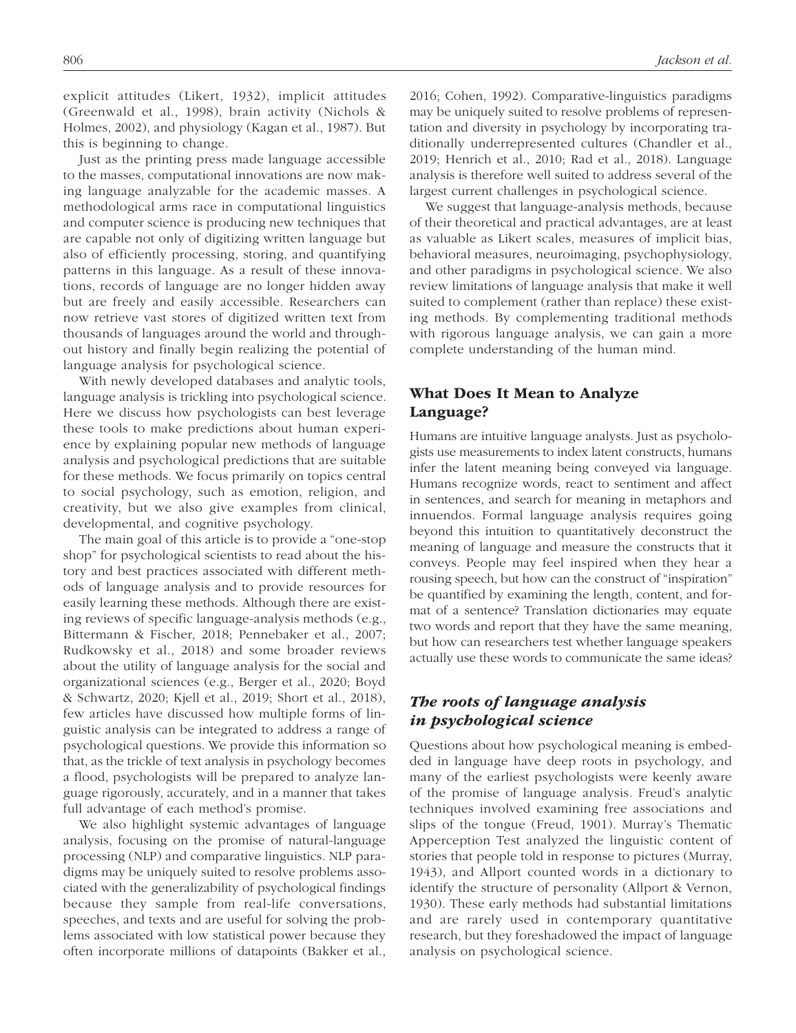explicit attitudes (Likert, 1932), implicit attitudes (Greenwald et al., 1998), brain activity (Nichols & Holmes, 2002), and physiology (Kagan et al., 1987). But this is beginning to change.

Just as the printing press made language accessible to the masses, computational innovations are now making language analyzable for the academic masses. A methodological arms race in computational linguistics and computer science is producing new techniques that are capable not only of digitizing written language but also of efficiently processing, storing, and quantifying patterns in this language. As a result of these innovations, records of language are no longer hidden away but are freely and easily accessible. Researchers can now retrieve vast stores of digitized written text from thousands of languages around the world and throughout history and finally begin realizing the potential of language analysis for psychological science.

With newly developed databases and analytic tools, language analysis is trickling into psychological science. Here we discuss how psychologists can best leverage these tools to make predictions about human experience by explaining popular new methods of language analysis and psychological predictions that are suitable for these methods. We focus primarily on topics central to social psychology, such as emotion, religion, and creativity, but we also give examples from clinical, developmental, and cognitive psychology.

The main goal of this article is to provide a "one-stop shop" for psychological scientists to read about the history and best practices associated with different methods of language analysis and to provide resources for easily learning these methods. Although there are existing reviews of specific language-analysis methods (e.g., Bittermann & Fischer, 2018; Pennebaker et al., 2007; Rudkowsky et al., 2018) and some broader reviews about the utility of language analysis for the social and organizational sciences (e.g., Berger et al., 2020; Boyd & Schwartz, 2020; Kjell et al., 2019; Short et al., 2018), few articles have discussed how multiple forms of linguistic analysis can be integrated to address a range of psychological questions. We provide this information so that, as the trickle of text analysis in psychology becomes a flood, psychologists will be prepared to analyze language rigorously, accurately, and in a manner that takes full advantage of each method's promise.

We also highlight systemic advantages of language analysis, focusing on the promise of natural-language processing (NLP) and comparative linguistics. NLP paradigms may be uniquely suited to resolve problems associated with the generalizability of psychological findings because they sample from real-life conversations, speeches, and texts and are useful for solving the problems associated with low statistical power because they often incorporate millions of datapoints (Bakker et al., 2016; Cohen, 1992). Comparative-linguistics paradigms may be uniquely suited to resolve problems of representation and diversity in psychology by incorporating traditionally underrepresented cultures (Chandler et al., 2019; Henrich et al., 2010; Rad et al., 2018). Language analysis is therefore well suited to address several of the largest current challenges in psychological science.

We suggest that language-analysis methods, because of their theoretical and practical advantages, are at least as valuable as Likert scales, measures of implicit bias, behavioral measures, neuroimaging, psychophysiology, and other paradigms in psychological science. We also review limitations of language analysis that make it well suited to complement (rather than replace) these existing methods. By complementing traditional methods with rigorous language analysis, we can gain a more complete understanding of the human mind.

## What Does It Mean to Analyze Language?

Humans are intuitive language analysts. Just as psychologists use measurements to index latent constructs, humans infer the latent meaning being conveyed via language. Humans recognize words, react to sentiment and affect in sentences, and search for meaning in metaphors and innuendos. Formal language analysis requires going beyond this intuition to quantitatively deconstruct the meaning of language and measure the constructs that it conveys. People may feel inspired when they hear a rousing speech, but how can the construct of "inspiration" be quantified by examining the length, content, and format of a sentence? Translation dictionaries may equate two words and report that they have the same meaning, but how can researchers test whether language speakers actually use these words to communicate the same ideas?

### *The roots of language analysis in psychological science*

Questions about how psychological meaning is embedded in language have deep roots in psychology, and many of the earliest psychologists were keenly aware of the promise of language analysis. Freud's analytic techniques involved examining free associations and slips of the tongue (Freud, 1901). Murray's Thematic Apperception Test analyzed the linguistic content of stories that people told in response to pictures (Murray, 1943), and Allport counted words in a dictionary to identify the structure of personality (Allport & Vernon, 1930). These early methods had substantial limitations and are rarely used in contemporary quantitative research, but they foreshadowed the impact of language analysis on psychological science.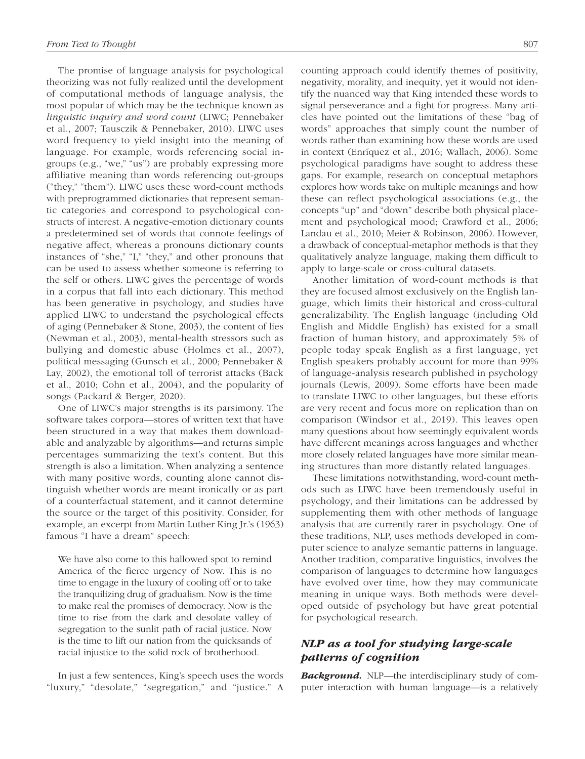The promise of language analysis for psychological theorizing was not fully realized until the development of computational methods of language analysis, the most popular of which may be the technique known as *linguistic inquiry and word count* (LIWC; Pennebaker et al., 2007; Tausczik & Pennebaker, 2010). LIWC uses word frequency to yield insight into the meaning of language. For example, words referencing social in-groups (e.g., "we," "us") are probably expressing more affiliative meaning than words referencing out-groups ("they," "them"). LIWC uses these word-count methods with preprogrammed dictionaries that represent semantic categories and correspond to psychological constructs of interest. A negative-emotion dictionary counts a predetermined set of words that connote feelings of negative affect, whereas a pronouns dictionary counts instances of "she," "I," "they," and other pronouns that can be used to assess whether someone is referring to the self or others. LIWC gives the percentage of words in a corpus that fall into each dictionary. This method has been generative in psychology, and studies have applied LIWC to understand the psychological effects of aging (Pennebaker & Stone, 2003), the content of lies (Newman et al., 2003), mental-health stressors such as bullying and domestic abuse (Holmes et al., 2007), political messaging (Gunsch et al., 2000; Pennebaker & Lay, 2002), the emotional toll of terrorist attacks (Back et al., 2010; Cohn et al., 2004), and the popularity of songs (Packard & Berger, 2020).

One of LIWC's major strengths is its parsimony. The software takes corpora—stores of written text that have been structured in a way that makes them downloadable and analyzable by algorithms—and returns simple percentages summarizing the text's content. But this strength is also a limitation. When analyzing a sentence with many positive words, counting alone cannot distinguish whether words are meant ironically or as part of a counterfactual statement, and it cannot determine the source or the target of this positivity. Consider, for example, an excerpt from Martin Luther King Jr.'s (1963) famous "I have a dream" speech:

> We have also come to this hallowed spot to remind America of the fierce urgency of Now. This is no time to engage in the luxury of cooling off or to take the tranquilizing drug of gradualism. Now is the time to make real the promises of democracy. Now is the time to rise from the dark and desolate valley of segregation to the sunlit path of racial justice. Now is the time to lift our nation from the quicksands of racial injustice to the solid rock of brotherhood.

In just a few sentences, King's speech uses the words "luxury," "desolate," "segregation," and "justice." A counting approach could identify themes of positivity, negativity, morality, and inequity, yet it would not identify the nuanced way that King intended these words to signal perseverance and a fight for progress. Many articles have pointed out the limitations of these "bag of words" approaches that simply count the number of words rather than examining how these words are used in context (Enríquez et al., 2016; Wallach, 2006). Some psychological paradigms have sought to address these gaps. For example, research on conceptual metaphors explores how words take on multiple meanings and how these can reflect psychological associations (e.g., the concepts "up" and "down" describe both physical placement and psychological mood; Crawford et al., 2006; Landau et al., 2010; Meier & Robinson, 2006). However, a drawback of conceptual-metaphor methods is that they qualitatively analyze language, making them difficult to apply to large-scale or cross-cultural datasets.

Another limitation of word-count methods is that they are focused almost exclusively on the English language, which limits their historical and cross-cultural generalizability. The English language (including Old English and Middle English) has existed for a small fraction of human history, and approximately 5% of people today speak English as a first language, yet English speakers probably account for more than 99% of language-analysis research published in psychology journals (Lewis, 2009). Some efforts have been made to translate LIWC to other languages, but these efforts are very recent and focus more on replication than on comparison (Windsor et al., 2019). This leaves open many questions about how seemingly equivalent words have different meanings across languages and whether more closely related languages have more similar meaning structures than more distantly related languages.

These limitations notwithstanding, word-count methods such as LIWC have been tremendously useful in psychology, and their limitations can be addressed by supplementing them with other methods of language analysis that are currently rarer in psychology. One of these traditions, NLP, uses methods developed in computer science to analyze semantic patterns in language. Another tradition, comparative linguistics, involves the comparison of languages to determine how languages have evolved over time, how they may communicate meaning in unique ways. Both methods were developed outside of psychology but have great potential for psychological research.

## *NLP as a tool for studying large-scale patterns of cognition*

***Background.*** NLP—the interdisciplinary study of computer interaction with human language—is a relatively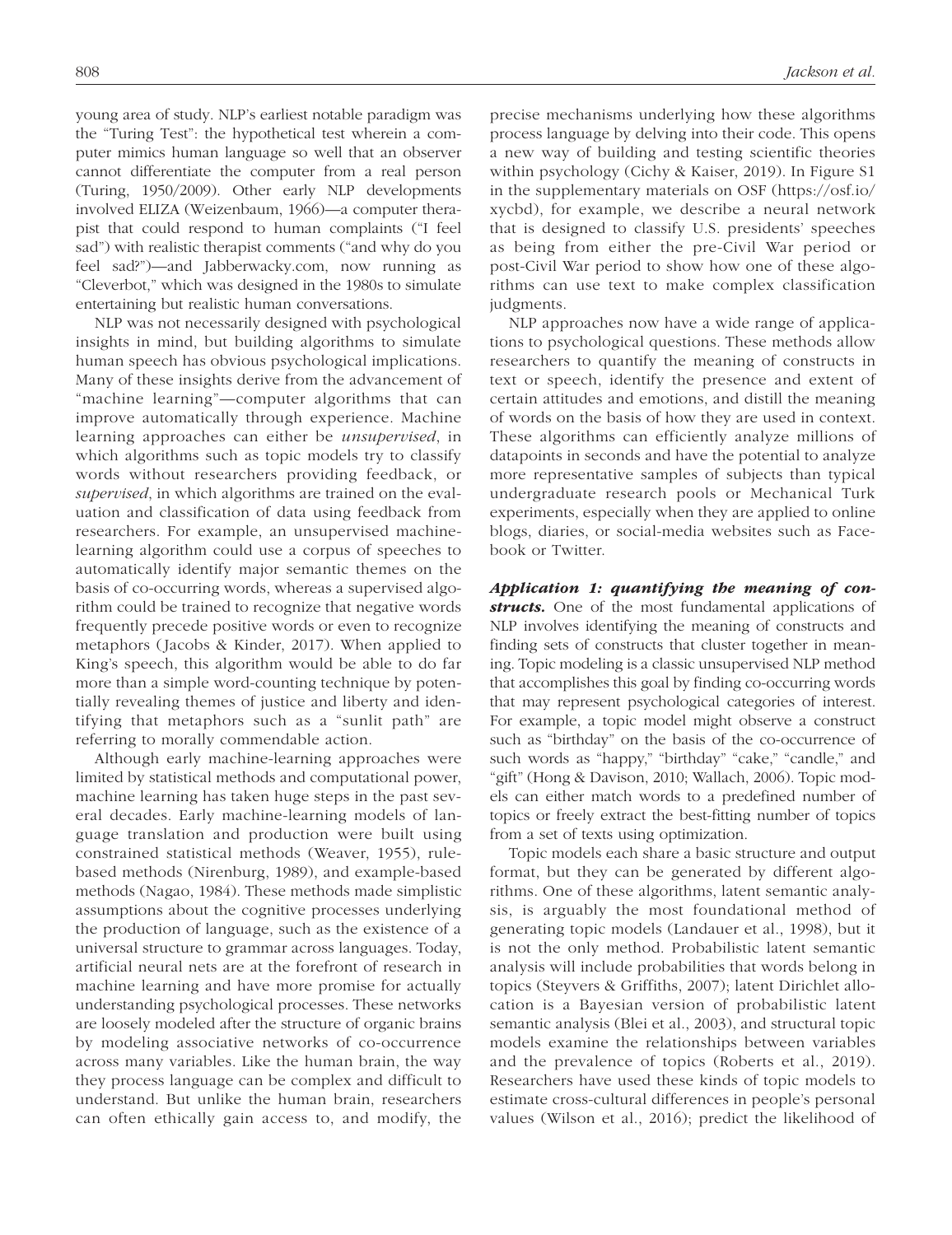young area of study. NLP's earliest notable paradigm was the "Turing Test": the hypothetical test wherein a computer mimics human language so well that an observer cannot differentiate the computer from a real person (Turing, 1950/2009). Other early NLP developments involved ELIZA (Weizenbaum, 1966)—a computer therapist that could respond to human complaints ("I feel sad") with realistic therapist comments ("and why do you feel sad?")—and Jabberwacky.com, now running as "Cleverbot," which was designed in the 1980s to simulate entertaining but realistic human conversations.

NLP was not necessarily designed with psychological insights in mind, but building algorithms to simulate human speech has obvious psychological implications. Many of these insights derive from the advancement of "machine learning"—computer algorithms that can improve automatically through experience. Machine learning approaches can either be *unsupervised*, in which algorithms such as topic models try to classify words without researchers providing feedback, or *supervised*, in which algorithms are trained on the evaluation and classification of data using feedback from researchers. For example, an unsupervised machine-learning algorithm could use a corpus of speeches to automatically identify major semantic themes on the basis of co-occurring words, whereas a supervised algorithm could be trained to recognize that negative words frequently precede positive words or even to recognize metaphors (Jacobs & Kinder, 2017). When applied to King's speech, this algorithm would be able to do far more than a simple word-counting technique by potentially revealing themes of justice and liberty and identifying that metaphors such as a "sunlit path" are referring to morally commendable action.

Although early machine-learning approaches were limited by statistical methods and computational power, machine learning has taken huge steps in the past several decades. Early machine-learning models of language translation and production were built using constrained statistical methods (Weaver, 1955), rule-based methods (Nirenburg, 1989), and example-based methods (Nagao, 1984). These methods made simplistic assumptions about the cognitive processes underlying the production of language, such as the existence of a universal structure to grammar across languages. Today, artificial neural nets are at the forefront of research in machine learning and have more promise for actually understanding psychological processes. These networks are loosely modeled after the structure of organic brains by modeling associative networks of co-occurrence across many variables. Like the human brain, the way they process language can be complex and difficult to understand. But unlike the human brain, researchers can often ethically gain access to, and modify, the precise mechanisms underlying how these algorithms process language by delving into their code. This opens a new way of building and testing scientific theories within psychology (Cichy & Kaiser, 2019). In Figure S1 in the supplementary materials on OSF (https://osf.io/xycbd), for example, we describe a neural network that is designed to classify U.S. presidents' speeches as being from either the pre-Civil War period or post-Civil War period to show how one of these algorithms can use text to make complex classification judgments.

NLP approaches now have a wide range of applications to psychological questions. These methods allow researchers to quantify the meaning of constructs in text or speech, identify the presence and extent of certain attitudes and emotions, and distill the meaning of words on the basis of how they are used in context. These algorithms can efficiently analyze millions of datapoints in seconds and have the potential to analyze more representative samples of subjects than typical undergraduate research pools or Mechanical Turk experiments, especially when they are applied to online blogs, diaries, or social-media websites such as Facebook or Twitter.

***Application 1: quantifying the meaning of constructs.*** One of the most fundamental applications of NLP involves identifying the meaning of constructs and finding sets of constructs that cluster together in meaning. Topic modeling is a classic unsupervised NLP method that accomplishes this goal by finding co-occurring words that may represent psychological categories of interest. For example, a topic model might observe a construct such as "birthday" on the basis of the co-occurrence of such words as "happy," "birthday" "cake," "candle," and "gift" (Hong & Davison, 2010; Wallach, 2006). Topic models can either match words to a predefined number of topics or freely extract the best-fitting number of topics from a set of texts using optimization.

Topic models each share a basic structure and output format, but they can be generated by different algorithms. One of these algorithms, latent semantic analysis, is arguably the most foundational method of generating topic models (Landauer et al., 1998), but it is not the only method. Probabilistic latent semantic analysis will include probabilities that words belong in topics (Steyvers & Griffiths, 2007); latent Dirichlet allocation is a Bayesian version of probabilistic latent semantic analysis (Blei et al., 2003), and structural topic models examine the relationships between variables and the prevalence of topics (Roberts et al., 2019). Researchers have used these kinds of topic models to estimate cross-cultural differences in people's personal values (Wilson et al., 2016); predict the likelihood of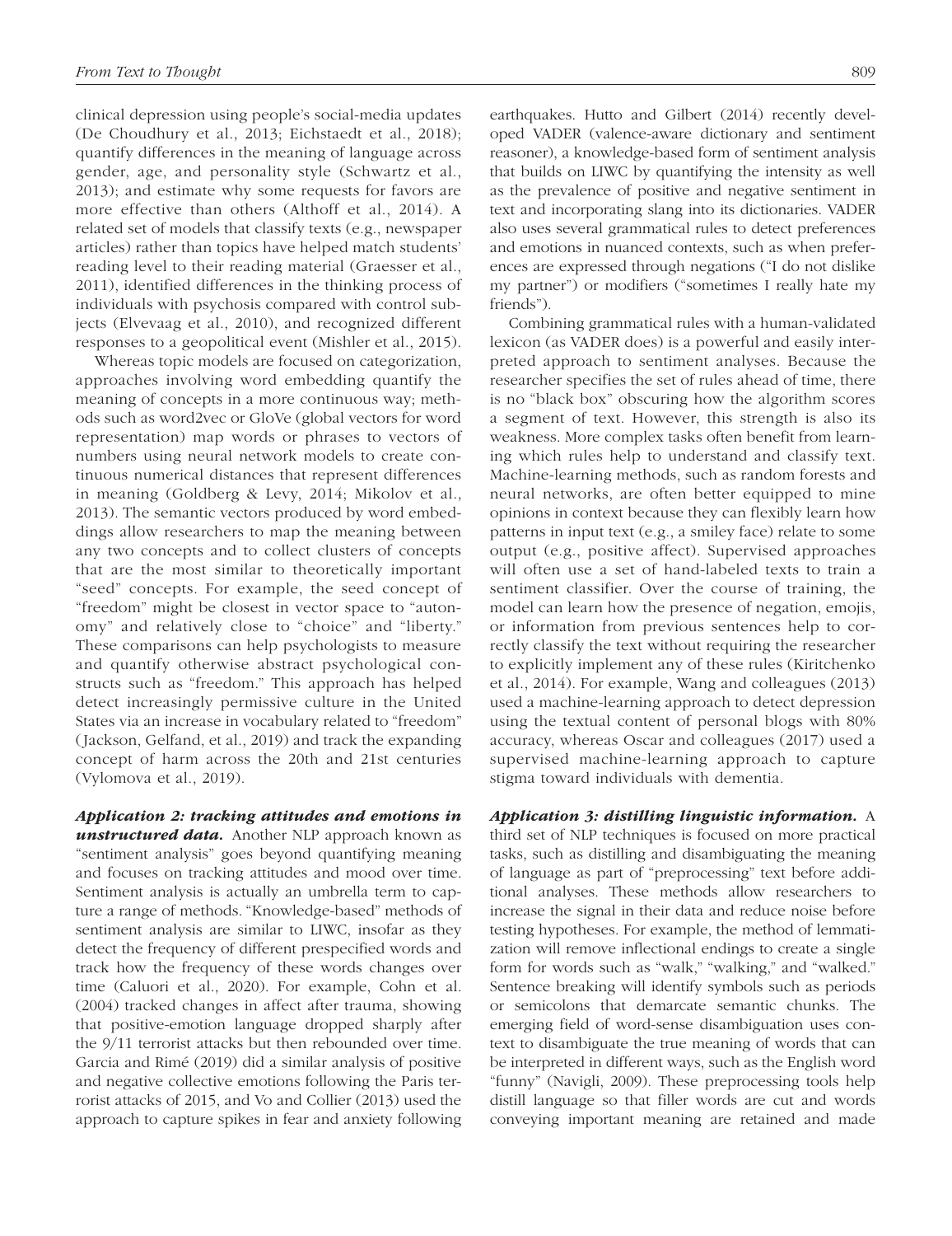clinical depression using people's social-media updates (De Choudhury et al., 2013; Eichstaedt et al., 2018); quantify differences in the meaning of language across gender, age, and personality style (Schwartz et al., 2013); and estimate why some requests for favors are more effective than others (Althoff et al., 2014). A related set of models that classify texts (e.g., newspaper articles) rather than topics have helped match students' reading level to their reading material (Graesser et al., 2011), identified differences in the thinking process of individuals with psychosis compared with control subjects (Elvevaag et al., 2010), and recognized different responses to a geopolitical event (Mishler et al., 2015).

Whereas topic models are focused on categorization, approaches involving word embedding quantify the meaning of concepts in a more continuous way; methods such as word2vec or GloVe (global vectors for word representation) map words or phrases to vectors of numbers using neural network models to create continuous numerical distances that represent differences in meaning (Goldberg & Levy, 2014; Mikolov et al., 2013). The semantic vectors produced by word embeddings allow researchers to map the meaning between any two concepts and to collect clusters of concepts that are the most similar to theoretically important "seed" concepts. For example, the seed concept of "freedom" might be closest in vector space to "autonomy" and relatively close to "choice" and "liberty." These comparisons can help psychologists to measure and quantify otherwise abstract psychological constructs such as "freedom." This approach has helped detect increasingly permissive culture in the United States via an increase in vocabulary related to "freedom" (Jackson, Gelfand, et al., 2019) and track the expanding concept of harm across the 20th and 21st centuries (Vylomova et al., 2019).

***Application 2: tracking attitudes and emotions in unstructured data.*** Another NLP approach known as "sentiment analysis" goes beyond quantifying meaning and focuses on tracking attitudes and mood over time. Sentiment analysis is actually an umbrella term to capture a range of methods. "Knowledge-based" methods of sentiment analysis are similar to LIWC, insofar as they detect the frequency of different prespecified words and track how the frequency of these words changes over time (Caluori et al., 2020). For example, Cohn et al. (2004) tracked changes in affect after trauma, showing that positive-emotion language dropped sharply after the 9/11 terrorist attacks but then rebounded over time. Garcia and Rimé (2019) did a similar analysis of positive and negative collective emotions following the Paris terrorist attacks of 2015, and Vo and Collier (2013) used the approach to capture spikes in fear and anxiety following earthquakes. Hutto and Gilbert (2014) recently developed VADER (valence-aware dictionary and sentiment reasoner), a knowledge-based form of sentiment analysis that builds on LIWC by quantifying the intensity as well as the prevalence of positive and negative sentiment in text and incorporating slang into its dictionaries. VADER also uses several grammatical rules to detect preferences and emotions in nuanced contexts, such as when preferences are expressed through negations ("I do not dislike my partner") or modifiers ("sometimes I really hate my friends").

Combining grammatical rules with a human-validated lexicon (as VADER does) is a powerful and easily interpreted approach to sentiment analyses. Because the researcher specifies the set of rules ahead of time, there is no "black box" obscuring how the algorithm scores a segment of text. However, this strength is also its weakness. More complex tasks often benefit from learning which rules help to understand and classify text. Machine-learning methods, such as random forests and neural networks, are often better equipped to mine opinions in context because they can flexibly learn how patterns in input text (e.g., a smiley face) relate to some output (e.g., positive affect). Supervised approaches will often use a set of hand-labeled texts to train a sentiment classifier. Over the course of training, the model can learn how the presence of negation, emojis, or information from previous sentences help to correctly classify the text without requiring the researcher to explicitly implement any of these rules (Kiritchenko et al., 2014). For example, Wang and colleagues (2013) used a machine-learning approach to detect depression using the textual content of personal blogs with 80% accuracy, whereas Oscar and colleagues (2017) used a supervised machine-learning approach to capture stigma toward individuals with dementia.

***Application 3: distilling linguistic information.*** A third set of NLP techniques is focused on more practical tasks, such as distilling and disambiguating the meaning of language as part of "preprocessing" text before additional analyses. These methods allow researchers to increase the signal in their data and reduce noise before testing hypotheses. For example, the method of lemmatization will remove inflectional endings to create a single form for words such as "walk," "walking," and "walked." Sentence breaking will identify symbols such as periods or semicolons that demarcate semantic chunks. The emerging field of word-sense disambiguation uses context to disambiguate the true meaning of words that can be interpreted in different ways, such as the English word "funny" (Navigli, 2009). These preprocessing tools help distill language so that filler words are cut and words conveying important meaning are retained and made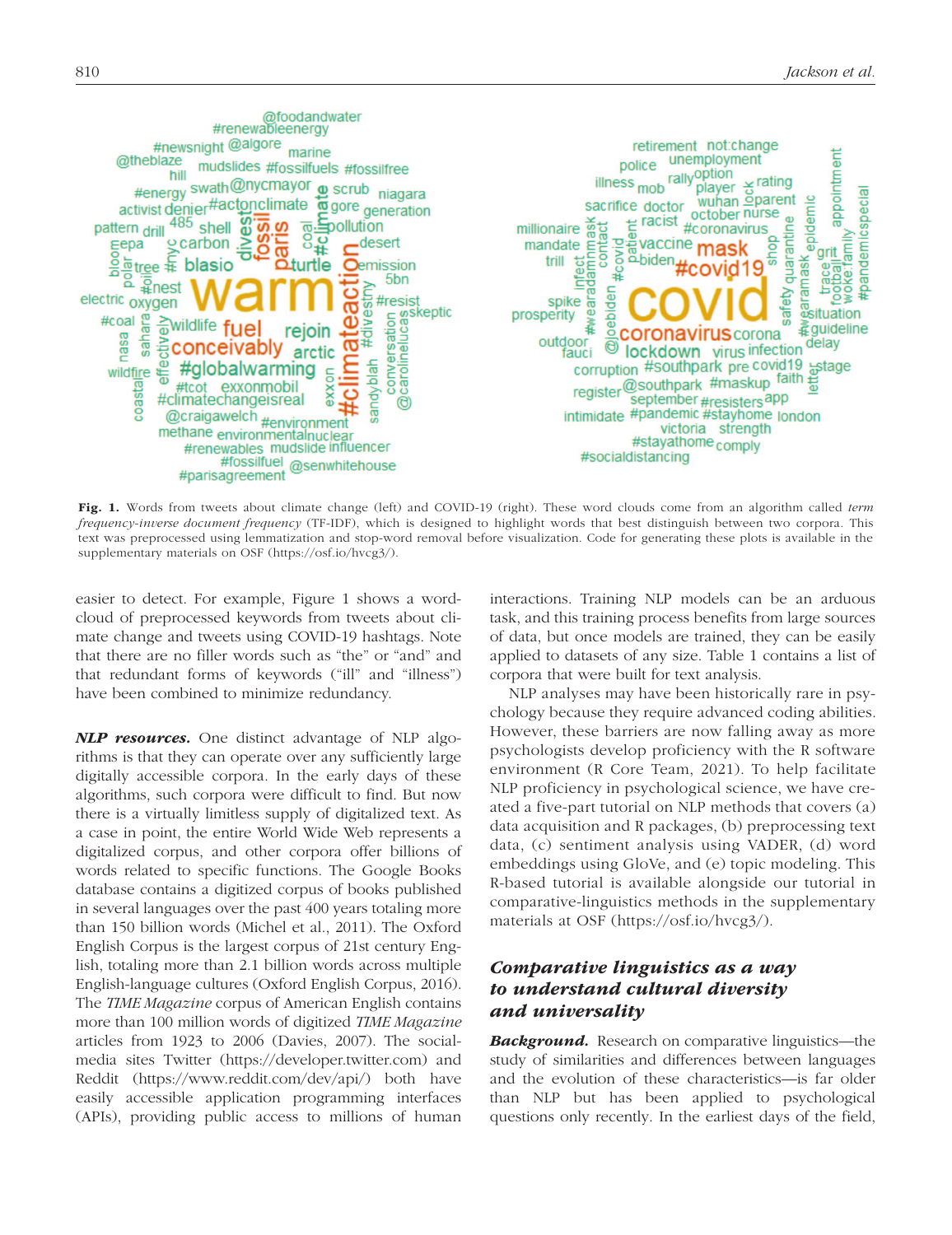Fig. 1. Words from tweets about climate change (left) and COVID-19 (right). These word clouds come from an algorithm called *term frequency-inverse document frequency* (TF-IDF), which is designed to highlight words that best distinguish between two corpora. This text was preprocessed using lemmatization and stop-word removal before visualization. Code for generating these plots is available in the supplementary materials on OSF (https://osf.io/hvcg3/).

easier to detect. For example, Figure 1 shows a word-cloud of preprocessed keywords from tweets about climate change and tweets using COVID-19 hashtags. Note that there are no filler words such as "the" or "and" and that redundant forms of keywords ("ill" and "illness") have been combined to minimize redundancy.

***NLP resources.*** One distinct advantage of NLP algorithms is that they can operate over any sufficiently large digitally accessible corpora. In the early days of these algorithms, such corpora were difficult to find. But now there is a virtually limitless supply of digitalized text. As a case in point, the entire World Wide Web represents a digitalized corpus, and other corpora offer billions of words related to specific functions. The Google Books database contains a digitized corpus of books published in several languages over the past 400 years totaling more than 150 billion words (Michel et al., 2011). The Oxford English Corpus is the largest corpus of 21st century English, totaling more than 2.1 billion words across multiple English-language cultures (Oxford English Corpus, 2016). The *TIME Magazine* corpus of American English contains more than 100 million words of digitized *TIME Magazine* articles from 1923 to 2006 (Davies, 2007). The social-media sites Twitter (https://developer.twitter.com) and Reddit (https://www.reddit.com/dev/api/) both have easily accessible application programming interfaces (APIs), providing public access to millions of human interactions. Training NLP models can be an arduous task, and this training process benefits from large sources of data, but once models are trained, they can be easily applied to datasets of any size. Table 1 contains a list of corpora that were built for text analysis.

NLP analyses may have been historically rare in psychology because they require advanced coding abilities. However, these barriers are now falling away as more psychologists develop proficiency with the R software environment (R Core Team, 2021). To help facilitate NLP proficiency in psychological science, we have created a five-part tutorial on NLP methods that covers (a) data acquisition and R packages, (b) preprocessing text data, (c) sentiment analysis using VADER, (d) word embeddings using GloVe, and (e) topic modeling. This R-based tutorial is available alongside our tutorial in comparative-linguistics methods in the supplementary materials at OSF (https://osf.io/hvcg3/).

## Comparative linguistics as a way to understand cultural diversity and universality

***Background.*** Research on comparative linguistics—the study of similarities and differences between languages and the evolution of these characteristics—is far older than NLP but has been applied to psychological questions only recently. In the earliest days of the field,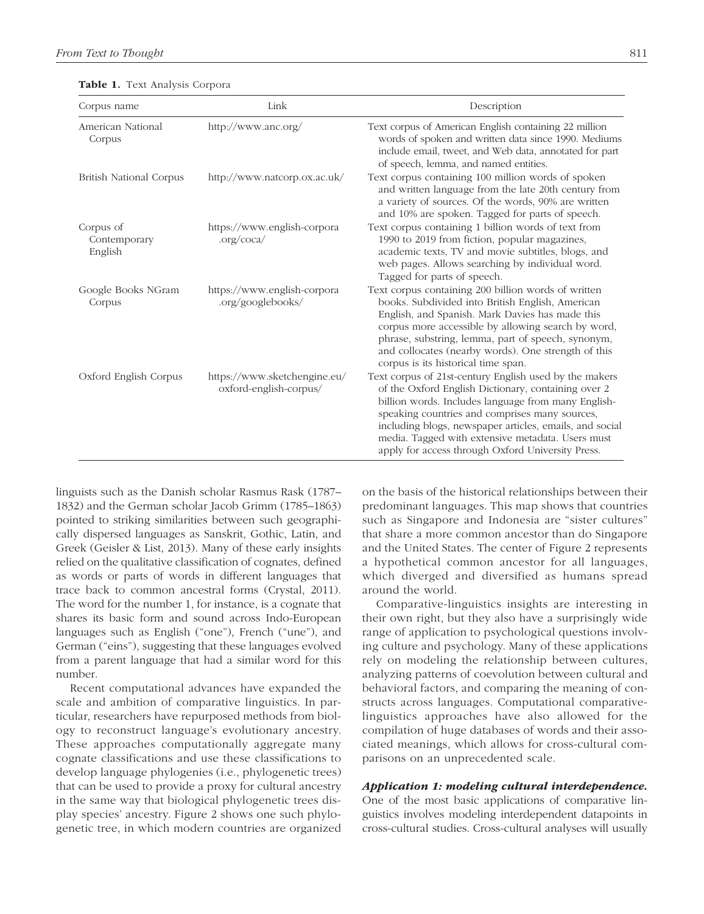**Table 1.** Text Analysis Corpora

| Corpus name | Link | Description |
|---|---|---|
| American National Corpus | http://www.anc.org/ | Text corpus of American English containing 22 million words of spoken and written data since 1990. Mediums include email, tweet, and Web data, annotated for part of speech, lemma, and named entities. |
| British National Corpus | http://www.natcorp.ox.ac.uk/ | Text corpus containing 100 million words of spoken and written language from the late 20th century from a variety of sources. Of the words, 90% are written and 10% are spoken. Tagged for parts of speech. |
| Corpus of Contemporary English | https://www.english-corpora.org/coca/ | Text corpus containing 1 billion words of text from 1990 to 2019 from fiction, popular magazines, academic texts, TV and movie subtitles, blogs, and web pages. Allows searching by individual word. Tagged for parts of speech. |
| Google Books NGram Corpus | https://www.english-corpora.org/googlebooks/ | Text corpus containing 200 billion words of written books. Subdivided into British English, American English, and Spanish. Mark Davies has made this corpus more accessible by allowing search by word, phrase, substring, lemma, part of speech, synonym, and collocates (nearby words). One strength of this corpus is its historical time span. |
| Oxford English Corpus | https://www.sketchengine.eu/oxford-english-corpus/ | Text corpus of 21st-century English used by the makers of the Oxford English Dictionary, containing over 2 billion words. Includes language from many English-speaking countries and comprises many sources, including blogs, newspaper articles, emails, and social media. Tagged with extensive metadata. Users must apply for access through Oxford University Press. |

linguists such as the Danish scholar Rasmus Rask (1787–1832) and the German scholar Jacob Grimm (1785–1863) pointed to striking similarities between such geographically dispersed languages as Sanskrit, Gothic, Latin, and Greek (Geisler & List, 2013). Many of these early insights relied on the qualitative classification of cognates, defined as words or parts of words in different languages that trace back to common ancestral forms (Crystal, 2011). The word for the number 1, for instance, is a cognate that shares its basic form and sound across Indo-European languages such as English ("one"), French ("une"), and German ("eins"), suggesting that these languages evolved from a parent language that had a similar word for this number.

Recent computational advances have expanded the scale and ambition of comparative linguistics. In particular, researchers have repurposed methods from biology to reconstruct language's evolutionary ancestry. These approaches computationally aggregate many cognate classifications and use these classifications to develop language phylogenies (i.e., phylogenetic trees) that can be used to provide a proxy for cultural ancestry in the same way that biological phylogenetic trees display species' ancestry. Figure 2 shows one such phylogenetic tree, in which modern countries are organized on the basis of the historical relationships between their predominant languages. This map shows that countries such as Singapore and Indonesia are "sister cultures" that share a more common ancestor than do Singapore and the United States. The center of Figure 2 represents a hypothetical common ancestor for all languages, which diverged and diversified as humans spread around the world.

Comparative-linguistics insights are interesting in their own right, but they also have a surprisingly wide range of application to psychological questions involving culture and psychology. Many of these applications rely on modeling the relationship between cultures, analyzing patterns of coevolution between cultural and behavioral factors, and comparing the meaning of constructs across languages. Computational comparative-linguistics approaches have also allowed for the compilation of huge databases of words and their associated meanings, which allows for cross-cultural comparisons on an unprecedented scale.

***Application 1: modeling cultural interdependence.*** One of the most basic applications of comparative linguistics involves modeling interdependent datapoints in cross-cultural studies. Cross-cultural analyses will usually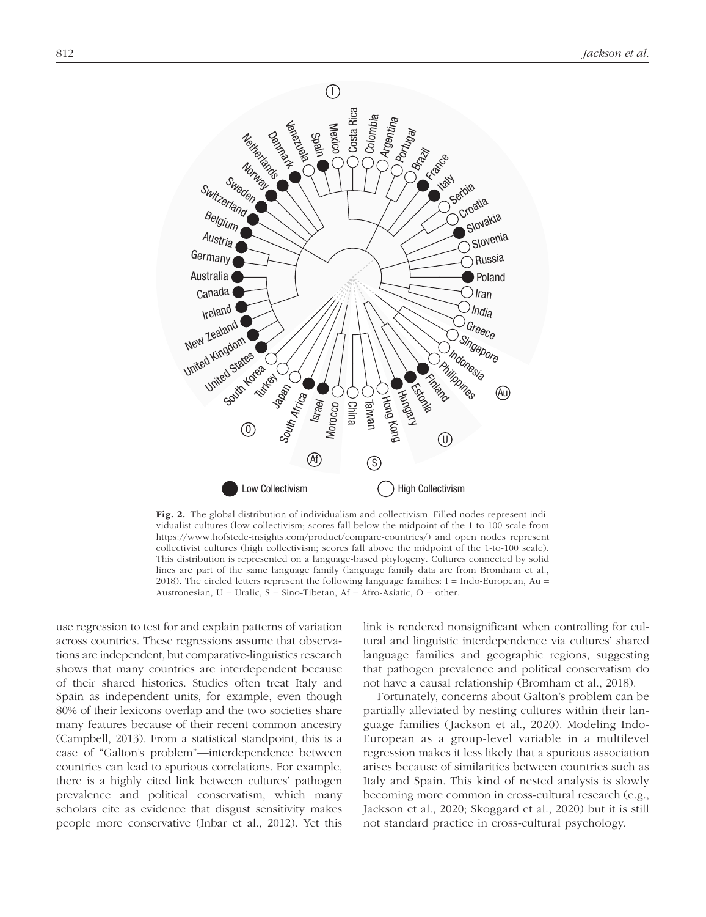**Fig. 2.** The global distribution of individualism and collectivism. Filled nodes represent individualist cultures (low collectivism; scores fall below the midpoint of the 1-to-100 scale from https://www.hofstede-insights.com/product/compare-countries/) and open nodes represent collectivist cultures (high collectivism; scores fall above the midpoint of the 1-to-100 scale). This distribution is represented on a language-based phylogeny. Cultures connected by solid lines are part of the same language family (language family data are from Bromham et al., 2018). The circled letters represent the following language families: I = Indo-European, Au = Austronesian, U = Uralic, S = Sino-Tibetan, Af = Afro-Asiatic, O = other.

use regression to test for and explain patterns of variation across countries. These regressions assume that observations are independent, but comparative-linguistics research shows that many countries are interdependent because of their shared histories. Studies often treat Italy and Spain as independent units, for example, even though 80% of their lexicons overlap and the two societies share many features because of their recent common ancestry (Campbell, 2013). From a statistical standpoint, this is a case of "Galton's problem"—interdependence between countries can lead to spurious correlations. For example, there is a highly cited link between cultures' pathogen prevalence and political conservatism, which many scholars cite as evidence that disgust sensitivity makes people more conservative (Inbar et al., 2012). Yet this link is rendered nonsignificant when controlling for cultural and linguistic interdependence via cultures' shared language families and geographic regions, suggesting that pathogen prevalence and political conservatism do not have a causal relationship (Bromham et al., 2018).

Fortunately, concerns about Galton's problem can be partially alleviated by nesting cultures within their language families (Jackson et al., 2020). Modeling Indo-European as a group-level variable in a multilevel regression makes it less likely that a spurious association arises because of similarities between countries such as Italy and Spain. This kind of nested analysis is slowly becoming more common in cross-cultural research (e.g., Jackson et al., 2020; Skoggard et al., 2020) but it is still not standard practice in cross-cultural psychology.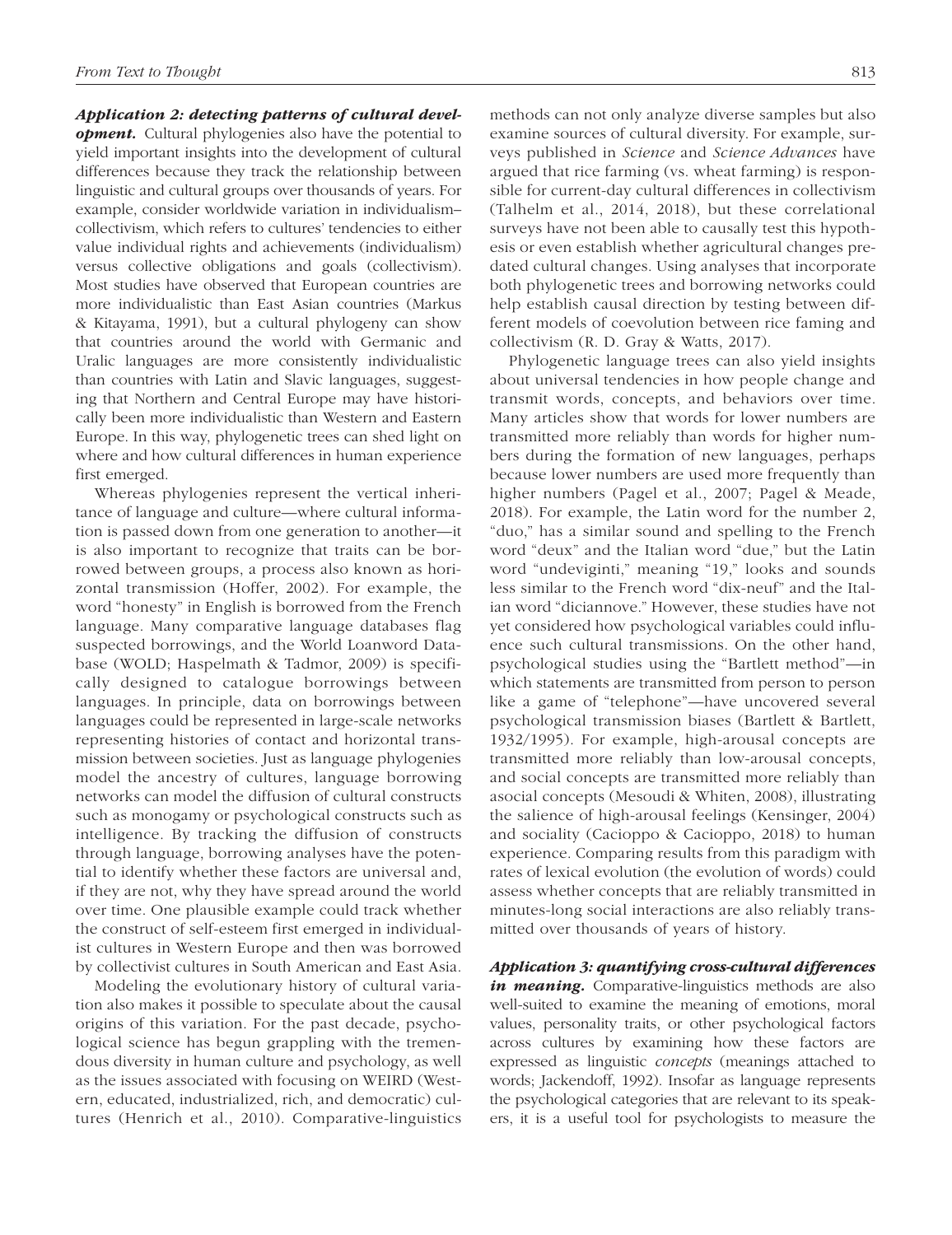***Application 2: detecting patterns of cultural development.*** Cultural phylogenies also have the potential to yield important insights into the development of cultural differences because they track the relationship between linguistic and cultural groups over thousands of years. For example, consider worldwide variation in individualism–collectivism, which refers to cultures' tendencies to either value individual rights and achievements (individualism) versus collective obligations and goals (collectivism). Most studies have observed that European countries are more individualistic than East Asian countries (Markus & Kitayama, 1991), but a cultural phylogeny can show that countries around the world with Germanic and Uralic languages are more consistently individualistic than countries with Latin and Slavic languages, suggesting that Northern and Central Europe may have historically been more individualistic than Western and Eastern Europe. In this way, phylogenetic trees can shed light on where and how cultural differences in human experience first emerged.

Whereas phylogenies represent the vertical inheritance of language and culture—where cultural information is passed down from one generation to another—it is also important to recognize that traits can be borrowed between groups, a process also known as horizontal transmission (Hoffer, 2002). For example, the word "honesty" in English is borrowed from the French language. Many comparative language databases flag suspected borrowings, and the World Loanword Database (WOLD; Haspelmath & Tadmor, 2009) is specifically designed to catalogue borrowings between languages. In principle, data on borrowings between languages could be represented in large-scale networks representing histories of contact and horizontal transmission between societies. Just as language phylogenies model the ancestry of cultures, language borrowing networks can model the diffusion of cultural constructs such as monogamy or psychological constructs such as intelligence. By tracking the diffusion of constructs through language, borrowing analyses have the potential to identify whether these factors are universal and, if they are not, why they have spread around the world over time. One plausible example could track whether the construct of self-esteem first emerged in individualist cultures in Western Europe and then was borrowed by collectivist cultures in South American and East Asia.

Modeling the evolutionary history of cultural variation also makes it possible to speculate about the causal origins of this variation. For the past decade, psychological science has begun grappling with the tremendous diversity in human culture and psychology, as well as the issues associated with focusing on WEIRD (Western, educated, industrialized, rich, and democratic) cultures (Henrich et al., 2010). Comparative-linguistics methods can not only analyze diverse samples but also examine sources of cultural diversity. For example, surveys published in *Science* and *Science Advances* have argued that rice farming (vs. wheat farming) is responsible for current-day cultural differences in collectivism (Talhelm et al., 2014, 2018), but these correlational surveys have not been able to causally test this hypothesis or even establish whether agricultural changes predated cultural changes. Using analyses that incorporate both phylogenetic trees and borrowing networks could help establish causal direction by testing between different models of coevolution between rice faming and collectivism (R. D. Gray & Watts, 2017).

Phylogenetic language trees can also yield insights about universal tendencies in how people change and transmit words, concepts, and behaviors over time. Many articles show that words for lower numbers are transmitted more reliably than words for higher numbers during the formation of new languages, perhaps because lower numbers are used more frequently than higher numbers (Pagel et al., 2007; Pagel & Meade, 2018). For example, the Latin word for the number 2, "duo," has a similar sound and spelling to the French word "deux" and the Italian word "due," but the Latin word "undeviginti," meaning "19," looks and sounds less similar to the French word "dix-neuf" and the Italian word "diciannove." However, these studies have not yet considered how psychological variables could influence such cultural transmissions. On the other hand, psychological studies using the "Bartlett method"—in which statements are transmitted from person to person like a game of "telephone"—have uncovered several psychological transmission biases (Bartlett & Bartlett, 1932/1995). For example, high-arousal concepts are transmitted more reliably than low-arousal concepts, and social concepts are transmitted more reliably than asocial concepts (Mesoudi & Whiten, 2008), illustrating the salience of high-arousal feelings (Kensinger, 2004) and sociality (Cacioppo & Cacioppo, 2018) to human experience. Comparing results from this paradigm with rates of lexical evolution (the evolution of words) could assess whether concepts that are reliably transmitted in minutes-long social interactions are also reliably transmitted over thousands of years of history.

***Application 3: quantifying cross-cultural differences in meaning.*** Comparative-linguistics methods are also well-suited to examine the meaning of emotions, moral values, personality traits, or other psychological factors across cultures by examining how these factors are expressed as linguistic *concepts* (meanings attached to words; Jackendoff, 1992). Insofar as language represents the psychological categories that are relevant to its speakers, it is a useful tool for psychologists to measure the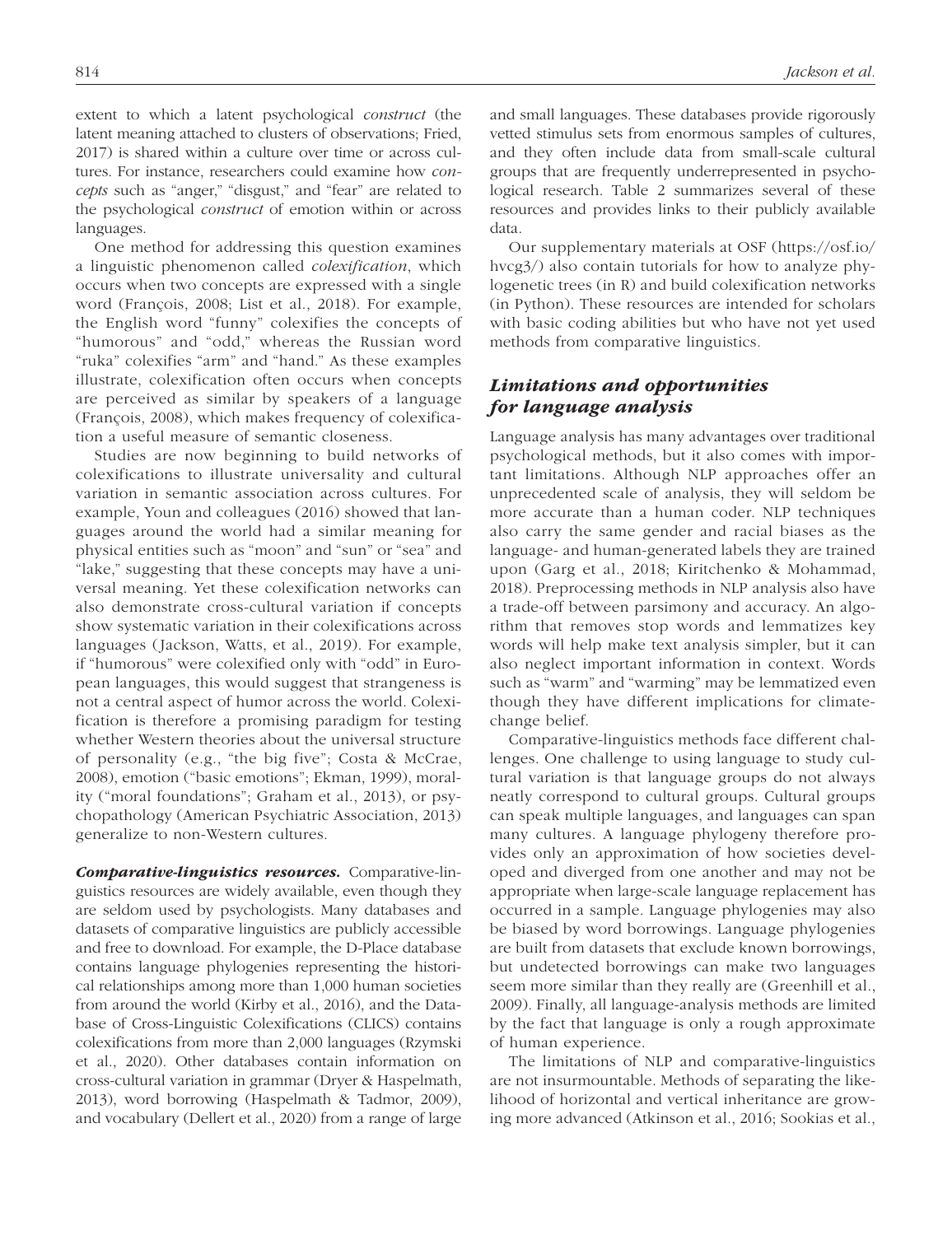extent to which a latent psychological *construct* (the latent meaning attached to clusters of observations; Fried, 2017) is shared within a culture over time or across cultures. For instance, researchers could examine how *concepts* such as "anger," "disgust," and "fear" are related to the psychological *construct* of emotion within or across languages.

One method for addressing this question examines a linguistic phenomenon called *colexification*, which occurs when two concepts are expressed with a single word (François, 2008; List et al., 2018). For example, the English word "funny" colexifies the concepts of "humorous" and "odd," whereas the Russian word "ruka" colexifies "arm" and "hand." As these examples illustrate, colexification often occurs when concepts are perceived as similar by speakers of a language (François, 2008), which makes frequency of colexification a useful measure of semantic closeness.

Studies are now beginning to build networks of colexifications to illustrate universality and cultural variation in semantic association across cultures. For example, Youn and colleagues (2016) showed that languages around the world had a similar meaning for physical entities such as "moon" and "sun" or "sea" and "lake," suggesting that these concepts may have a universal meaning. Yet these colexification networks can also demonstrate cross-cultural variation if concepts show systematic variation in their colexifications across languages (Jackson, Watts, et al., 2019). For example, if "humorous" were colexified only with "odd" in European languages, this would suggest that strangeness is not a central aspect of humor across the world. Colexification is therefore a promising paradigm for testing whether Western theories about the universal structure of personality (e.g., "the big five"; Costa & McCrae, 2008), emotion ("basic emotions"; Ekman, 1999), morality ("moral foundations"; Graham et al., 2013), or psychopathology (American Psychiatric Association, 2013) generalize to non-Western cultures.

***Comparative-linguistics resources.*** Comparative-linguistics resources are widely available, even though they are seldom used by psychologists. Many databases and datasets of comparative linguistics are publicly accessible and free to download. For example, the D-Place database contains language phylogenies representing the historical relationships among more than 1,000 human societies from around the world (Kirby et al., 2016), and the Database of Cross-Linguistic Colexifications (CLICS) contains colexifications from more than 2,000 languages (Rzymski et al., 2020). Other databases contain information on cross-cultural variation in grammar (Dryer & Haspelmath, 2013), word borrowing (Haspelmath & Tadmor, 2009), and vocabulary (Dellert et al., 2020) from a range of large and small languages. These databases provide rigorously vetted stimulus sets from enormous samples of cultures, and they often include data from small-scale cultural groups that are frequently underrepresented in psychological research. Table 2 summarizes several of these resources and provides links to their publicly available data.

Our supplementary materials at OSF (https://osf.io/hvcg3/) also contain tutorials for how to analyze phylogenetic trees (in R) and build colexification networks (in Python). These resources are intended for scholars with basic coding abilities but who have not yet used methods from comparative linguistics.

## *Limitations and opportunities for language analysis*

Language analysis has many advantages over traditional psychological methods, but it also comes with important limitations. Although NLP approaches offer an unprecedented scale of analysis, they will seldom be more accurate than a human coder. NLP techniques also carry the same gender and racial biases as the language- and human-generated labels they are trained upon (Garg et al., 2018; Kiritchenko & Mohammad, 2018). Preprocessing methods in NLP analysis also have a trade-off between parsimony and accuracy. An algorithm that removes stop words and lemmatizes key words will help make text analysis simpler, but it can also neglect important information in context. Words such as "warm" and "warming" may be lemmatized even though they have different implications for climate-change belief.

Comparative-linguistics methods face different challenges. One challenge to using language to study cultural variation is that language groups do not always neatly correspond to cultural groups. Cultural groups can speak multiple languages, and languages can span many cultures. A language phylogeny therefore provides only an approximation of how societies developed and diverged from one another and may not be appropriate when large-scale language replacement has occurred in a sample. Language phylogenies may also be biased by word borrowings. Language phylogenies are built from datasets that exclude known borrowings, but undetected borrowings can make two languages seem more similar than they really are (Greenhill et al., 2009). Finally, all language-analysis methods are limited by the fact that language is only a rough approximate of human experience.

The limitations of NLP and comparative-linguistics are not insurmountable. Methods of separating the likelihood of horizontal and vertical inheritance are growing more advanced (Atkinson et al., 2016; Sookias et al.,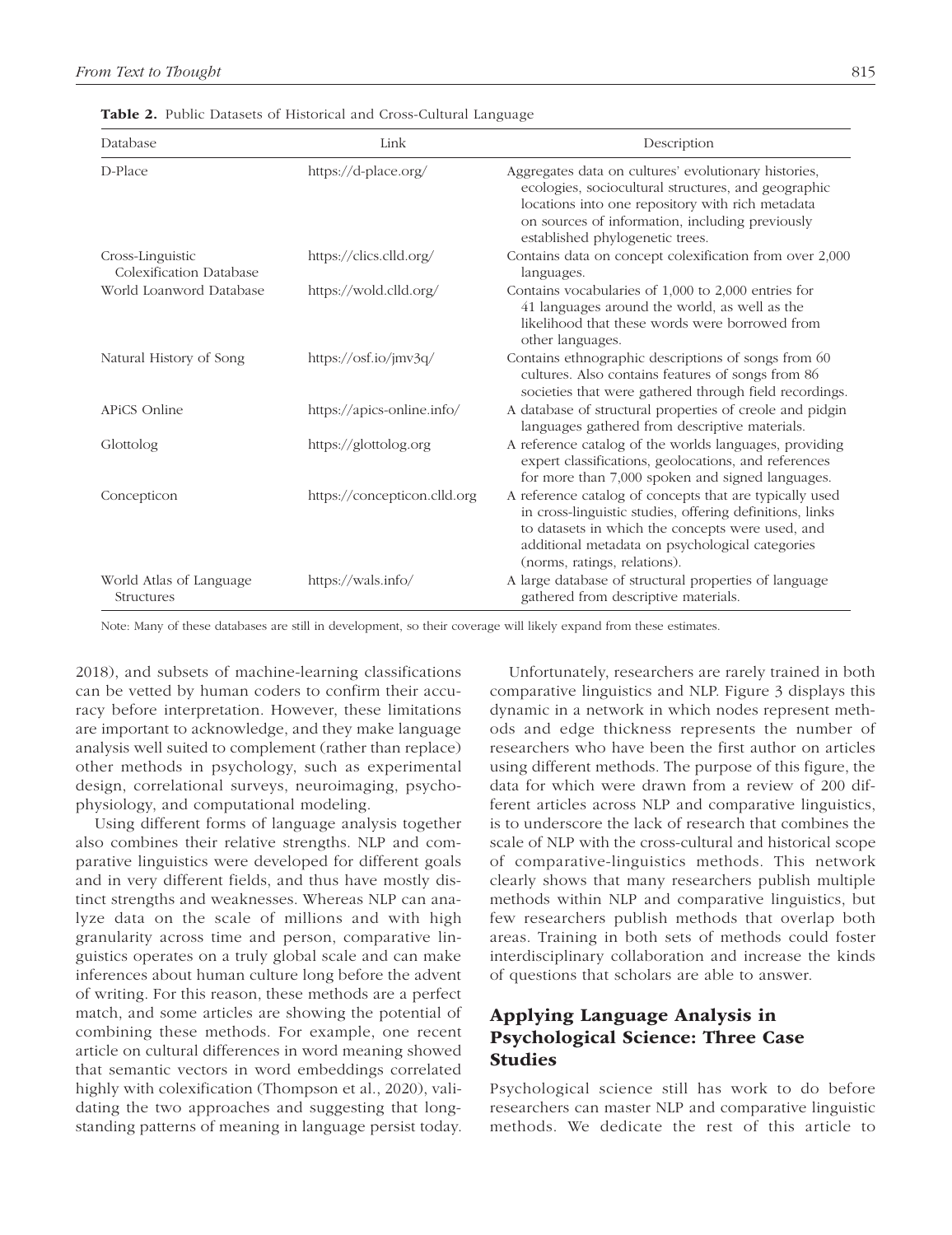**Table 2.** Public Datasets of Historical and Cross-Cultural Language

| Database | Link | Description |
|---|---|---|
| D-Place | https://d-place.org/ | Aggregates data on cultures' evolutionary histories, ecologies, sociocultural structures, and geographic locations into one repository with rich metadata on sources of information, including previously established phylogenetic trees. |
| Cross-Linguistic Colexification Database | https://clics.clld.org/ | Contains data on concept colexification from over 2,000 languages. |
| World Loanword Database | https://wold.clld.org/ | Contains vocabularies of 1,000 to 2,000 entries for 41 languages around the world, as well as the likelihood that these words were borrowed from other languages. |
| Natural History of Song | https://osf.io/jmv3q/ | Contains ethnographic descriptions of songs from 60 cultures. Also contains features of songs from 86 societies that were gathered through field recordings. |
| APiCS Online | https://apics-online.info/ | A database of structural properties of creole and pidgin languages gathered from descriptive materials. |
| Glottolog | https://glottolog.org | A reference catalog of the worlds languages, providing expert classifications, geolocations, and references for more than 7,000 spoken and signed languages. |
| Concepticon | https://concepticon.clld.org | A reference catalog of concepts that are typically used in cross-linguistic studies, offering definitions, links to datasets in which the concepts were used, and additional metadata on psychological categories (norms, ratings, relations). |
| World Atlas of Language Structures | https://wals.info/ | A large database of structural properties of language gathered from descriptive materials. |

Note: Many of these databases are still in development, so their coverage will likely expand from these estimates.

2018), and subsets of machine-learning classifications can be vetted by human coders to confirm their accuracy before interpretation. However, these limitations are important to acknowledge, and they make language analysis well suited to complement (rather than replace) other methods in psychology, such as experimental design, correlational surveys, neuroimaging, psychophysiology, and computational modeling.

Using different forms of language analysis together also combines their relative strengths. NLP and comparative linguistics were developed for different goals and in very different fields, and thus have mostly distinct strengths and weaknesses. Whereas NLP can analyze data on the scale of millions and with high granularity across time and person, comparative linguistics operates on a truly global scale and can make inferences about human culture long before the advent of writing. For this reason, these methods are a perfect match, and some articles are showing the potential of combining these methods. For example, one recent article on cultural differences in word meaning showed that semantic vectors in word embeddings correlated highly with colexification (Thompson et al., 2020), validating the two approaches and suggesting that longstanding patterns of meaning in language persist today.

Unfortunately, researchers are rarely trained in both comparative linguistics and NLP. Figure 3 displays this dynamic in a network in which nodes represent methods and edge thickness represents the number of researchers who have been the first author on articles using different methods. The purpose of this figure, the data for which were drawn from a review of 200 different articles across NLP and comparative linguistics, is to underscore the lack of research that combines the scale of NLP with the cross-cultural and historical scope of comparative-linguistics methods. This network clearly shows that many researchers publish multiple methods within NLP and comparative linguistics, but few researchers publish methods that overlap both areas. Training in both sets of methods could foster interdisciplinary collaboration and increase the kinds of questions that scholars are able to answer.

## Applying Language Analysis in Psychological Science: Three Case Studies

Psychological science still has work to do before researchers can master NLP and comparative linguistic methods. We dedicate the rest of this article to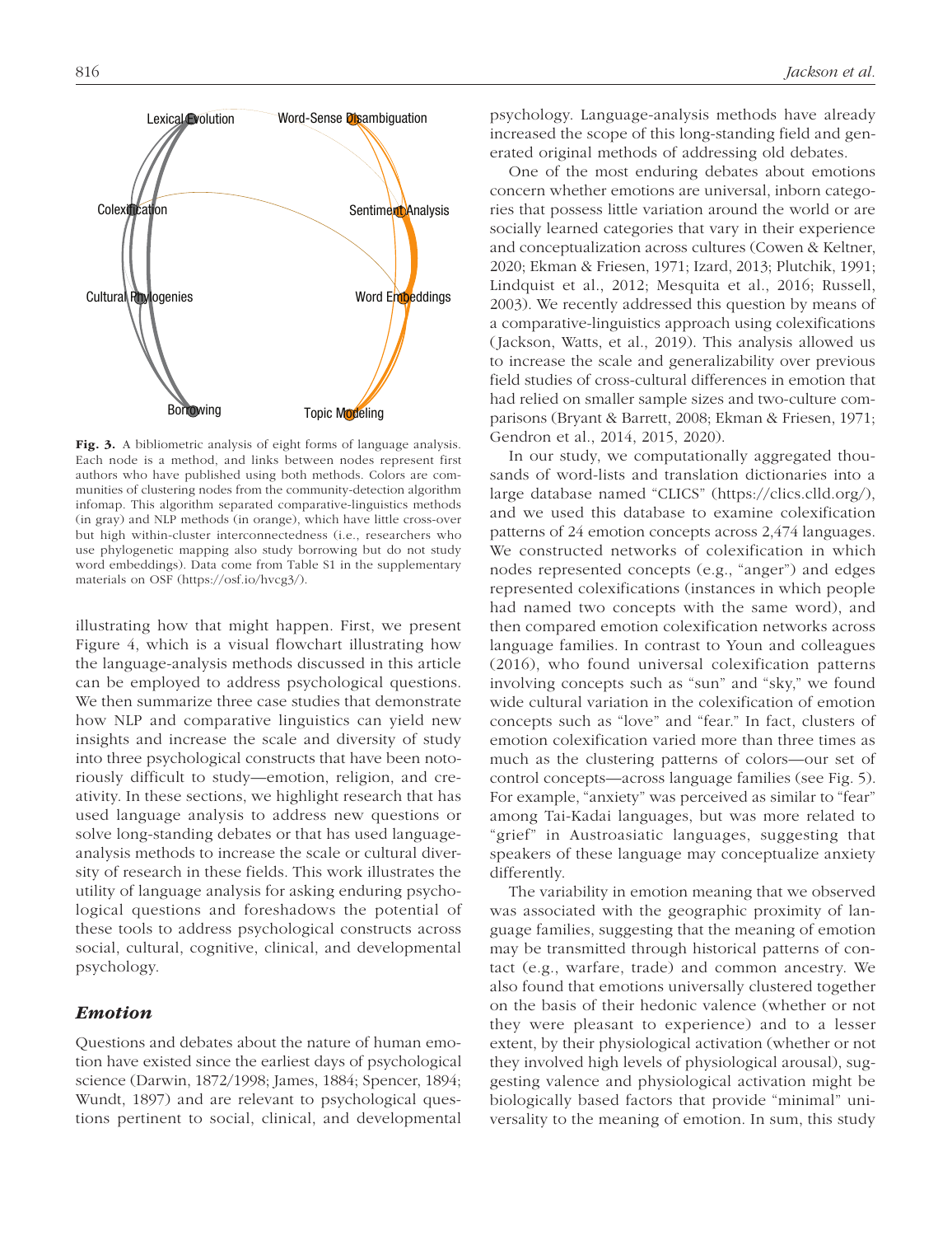Fig. 3. A bibliometric analysis of eight forms of language analysis. Each node is a method, and links between nodes represent first authors who have published using both methods. Colors are communities of clustering nodes from the community-detection algorithm infomap. This algorithm separated comparative-linguistics methods (in gray) and NLP methods (in orange), which have little cross-over but high within-cluster interconnectedness (i.e., researchers who use phylogenetic mapping also study borrowing but do not study word embeddings). Data come from Table S1 in the supplementary materials on OSF (https://osf.io/hvcg3/).

illustrating how that might happen. First, we present Figure 4, which is a visual flowchart illustrating how the language-analysis methods discussed in this article can be employed to address psychological questions. We then summarize three case studies that demonstrate how NLP and comparative linguistics can yield new insights and increase the scale and diversity of study into three psychological constructs that have been notoriously difficult to study—emotion, religion, and creativity. In these sections, we highlight research that has used language analysis to address new questions or solve long-standing debates or that has used language-analysis methods to increase the scale or cultural diversity of research in these fields. This work illustrates the utility of language analysis for asking enduring psychological questions and foreshadows the potential of these tools to address psychological constructs across social, cultural, cognitive, clinical, and developmental psychology.

## *Emotion*

Questions and debates about the nature of human emotion have existed since the earliest days of psychological science (Darwin, 1872/1998; James, 1884; Spencer, 1894; Wundt, 1897) and are relevant to psychological questions pertinent to social, clinical, and developmental psychology. Language-analysis methods have already increased the scope of this long-standing field and generated original methods of addressing old debates.

One of the most enduring debates about emotions concern whether emotions are universal, inborn categories that possess little variation around the world or are socially learned categories that vary in their experience and conceptualization across cultures (Cowen & Keltner, 2020; Ekman & Friesen, 1971; Izard, 2013; Plutchik, 1991; Lindquist et al., 2012; Mesquita et al., 2016; Russell, 2003). We recently addressed this question by means of a comparative-linguistics approach using colexifications (Jackson, Watts, et al., 2019). This analysis allowed us to increase the scale and generalizability over previous field studies of cross-cultural differences in emotion that had relied on smaller sample sizes and two-culture comparisons (Bryant & Barrett, 2008; Ekman & Friesen, 1971; Gendron et al., 2014, 2015, 2020).

In our study, we computationally aggregated thousands of word-lists and translation dictionaries into a large database named "CLICS" (https://clics.clld.org/), and we used this database to examine colexification patterns of 24 emotion concepts across 2,474 languages. We constructed networks of colexification in which nodes represented concepts (e.g., "anger") and edges represented colexifications (instances in which people had named two concepts with the same word), and then compared emotion colexification networks across language families. In contrast to Youn and colleagues (2016), who found universal colexification patterns involving concepts such as "sun" and "sky," we found wide cultural variation in the colexification of emotion concepts such as "love" and "fear." In fact, clusters of emotion colexification varied more than three times as much as the clustering patterns of colors—our set of control concepts—across language families (see Fig. 5). For example, "anxiety" was perceived as similar to "fear" among Tai-Kadai languages, but was more related to "grief" in Austroasiatic languages, suggesting that speakers of these language may conceptualize anxiety differently.

The variability in emotion meaning that we observed was associated with the geographic proximity of language families, suggesting that the meaning of emotion may be transmitted through historical patterns of contact (e.g., warfare, trade) and common ancestry. We also found that emotions universally clustered together on the basis of their hedonic valence (whether or not they were pleasant to experience) and to a lesser extent, by their physiological activation (whether or not they involved high levels of physiological arousal), suggesting valence and physiological activation might be biologically based factors that provide "minimal" universality to the meaning of emotion. In sum, this study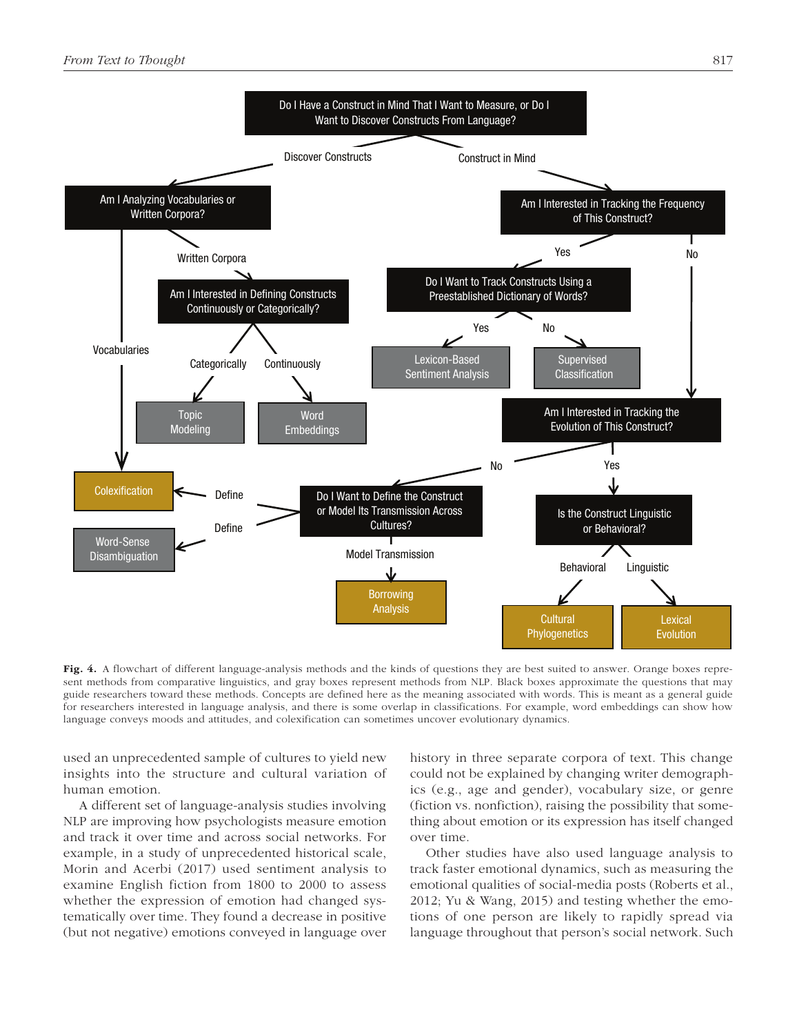Do I Have a Construct in Mind That I Want to Measure, or Do I Want to Discover Constructs From Language?

Discover Constructs

Construct in Mind

Am I Analyzing Vocabularies or Written Corpora?

Am I Interested in Tracking the Frequency of This Construct?

Written Corpora

Yes

No

Am I Interested in Defining Constructs Continuously or Categorically?

Do I Want to Track Constructs Using a Preestablished Dictionary of Words?

Yes

No

Vocabularies

Categorically

Continuously

Lexicon-Based Sentiment Analysis

Supervised Classification

Topic Modeling

Word Embeddings

Am I Interested in Tracking the Evolution of This Construct?

No

Yes

Colexification

Define

Do I Want to Define the Construct or Model Its Transmission Across Cultures?

Is the Construct Linguistic or Behavioral?

Define

Word-Sense Disambiguation

Model Transmission

Behavioral

Linguistic

Borrowing Analysis

Cultural Phylogenetics

Lexical Evolution

**Fig. 4.** A flowchart of different language-analysis methods and the kinds of questions they are best suited to answer. Orange boxes represent methods from comparative linguistics, and gray boxes represent methods from NLP. Black boxes approximate the questions that may guide researchers toward these methods. Concepts are defined here as the meaning associated with words. This is meant as a general guide for researchers interested in language analysis, and there is some overlap in classifications. For example, word embeddings can show how language conveys moods and attitudes, and colexification can sometimes uncover evolutionary dynamics.

used an unprecedented sample of cultures to yield new insights into the structure and cultural variation of human emotion.

A different set of language-analysis studies involving NLP are improving how psychologists measure emotion and track it over time and across social networks. For example, in a study of unprecedented historical scale, Morin and Acerbi (2017) used sentiment analysis to examine English fiction from 1800 to 2000 to assess whether the expression of emotion had changed systematically over time. They found a decrease in positive (but not negative) emotions conveyed in language over history in three separate corpora of text. This change could not be explained by changing writer demographics (e.g., age and gender), vocabulary size, or genre (fiction vs. nonfiction), raising the possibility that something about emotion or its expression has itself changed over time.

Other studies have also used language analysis to track faster emotional dynamics, such as measuring the emotional qualities of social-media posts (Roberts et al., 2012; Yu & Wang, 2015) and testing whether the emotions of one person are likely to rapidly spread via language throughout that person's social network. Such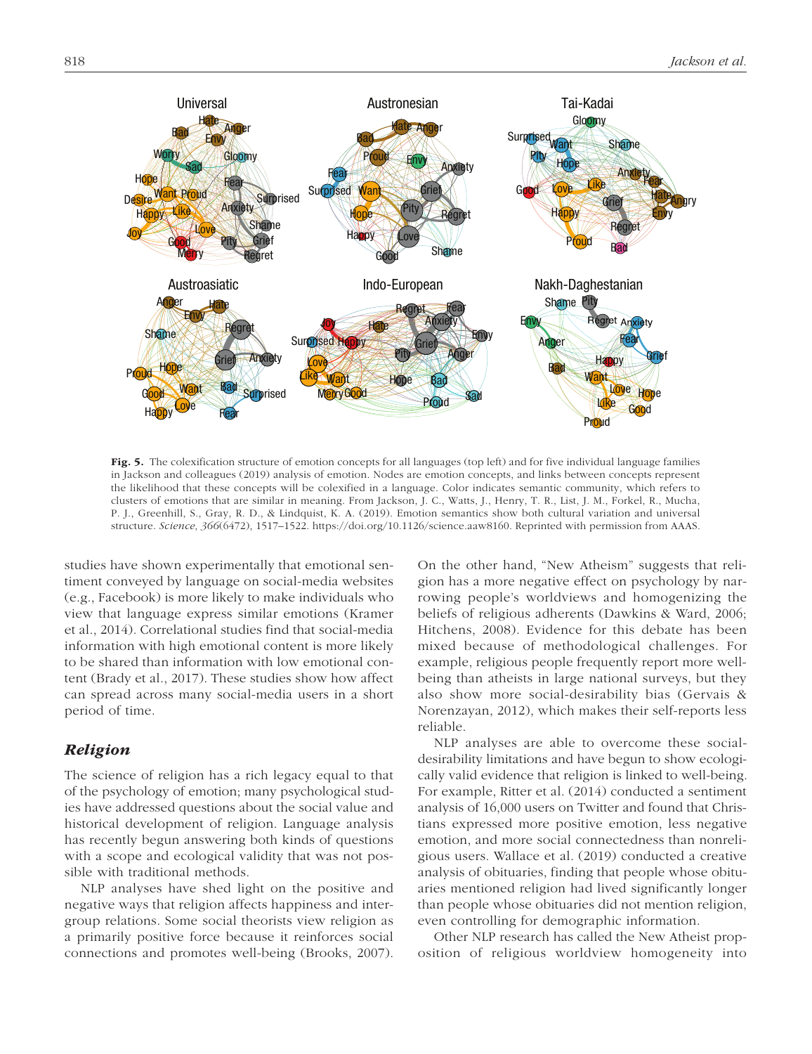Fig. 5. The colexification structure of emotion concepts for all languages (top left) and for five individual language families in Jackson and colleagues (2019) analysis of emotion. Nodes are emotion concepts, and links between concepts represent the likelihood that these concepts will be colexified in a language. Color indicates semantic community, which refers to clusters of emotions that are similar in meaning. From Jackson, J. C., Watts, J., Henry, T. R., List, J. M., Forkel, R., Mucha, P. J., Greenhill, S., Gray, R. D., & Lindquist, K. A. (2019). Emotion semantics show both cultural variation and universal structure. *Science*, *366*(6472), 1517–1522. https://doi.org/10.1126/science.aaw8160. Reprinted with permission from AAAS.

studies have shown experimentally that emotional sentiment conveyed by language on social-media websites (e.g., Facebook) is more likely to make individuals who view that language express similar emotions (Kramer et al., 2014). Correlational studies find that social-media information with high emotional content is more likely to be shared than information with low emotional content (Brady et al., 2017). These studies show how affect can spread across many social-media users in a short period of time.

## *Religion*

The science of religion has a rich legacy equal to that of the psychology of emotion; many psychological studies have addressed questions about the social value and historical development of religion. Language analysis has recently begun answering both kinds of questions with a scope and ecological validity that was not possible with traditional methods.

NLP analyses have shed light on the positive and negative ways that religion affects happiness and intergroup relations. Some social theorists view religion as a primarily positive force because it reinforces social connections and promotes well-being (Brooks, 2007). On the other hand, "New Atheism" suggests that religion has a more negative effect on psychology by narrowing people's worldviews and homogenizing the beliefs of religious adherents (Dawkins & Ward, 2006; Hitchens, 2008). Evidence for this debate has been mixed because of methodological challenges. For example, religious people frequently report more well-being than atheists in large national surveys, but they also show more social-desirability bias (Gervais & Norenzayan, 2012), which makes their self-reports less reliable.

NLP analyses are able to overcome these social-desirability limitations and have begun to show ecologically valid evidence that religion is linked to well-being. For example, Ritter et al. (2014) conducted a sentiment analysis of 16,000 users on Twitter and found that Christians expressed more positive emotion, less negative emotion, and more social connectedness than nonreligious users. Wallace et al. (2019) conducted a creative analysis of obituaries, finding that people whose obituaries mentioned religion had lived significantly longer than people whose obituaries did not mention religion, even controlling for demographic information.

Other NLP research has called the New Atheist proposition of religious worldview homogeneity into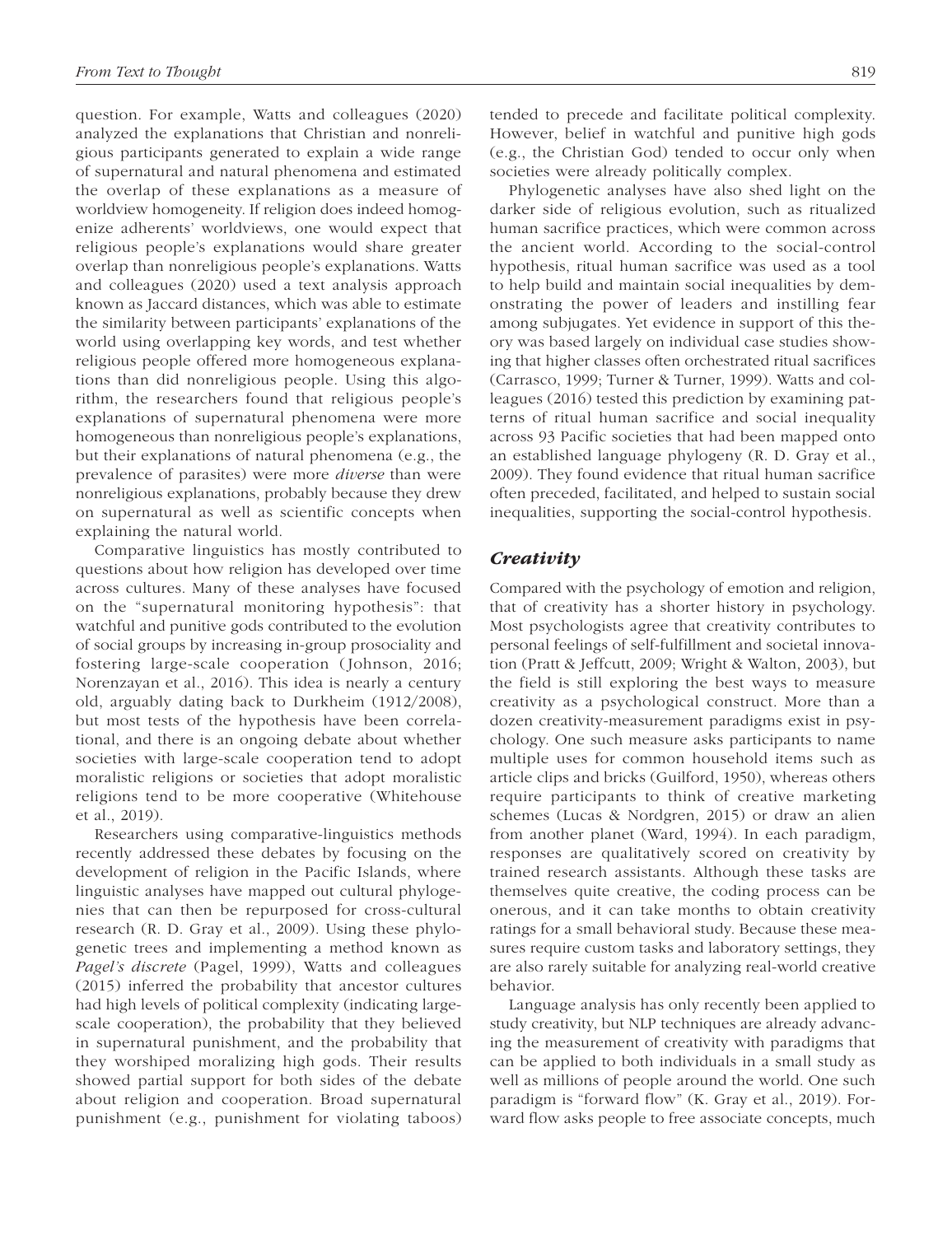question. For example, Watts and colleagues (2020) analyzed the explanations that Christian and nonreligious participants generated to explain a wide range of supernatural and natural phenomena and estimated the overlap of these explanations as a measure of worldview homogeneity. If religion does indeed homogenize adherents' worldviews, one would expect that religious people's explanations would share greater overlap than nonreligious people's explanations. Watts and colleagues (2020) used a text analysis approach known as Jaccard distances, which was able to estimate the similarity between participants' explanations of the world using overlapping key words, and test whether religious people offered more homogeneous explanations than did nonreligious people. Using this algorithm, the researchers found that religious people's explanations of supernatural phenomena were more homogeneous than nonreligious people's explanations, but their explanations of natural phenomena (e.g., the prevalence of parasites) were more *diverse* than were nonreligious explanations, probably because they drew on supernatural as well as scientific concepts when explaining the natural world.

Comparative linguistics has mostly contributed to questions about how religion has developed over time across cultures. Many of these analyses have focused on the "supernatural monitoring hypothesis": that watchful and punitive gods contributed to the evolution of social groups by increasing in-group prosociality and fostering large-scale cooperation (Johnson, 2016; Norenzayan et al., 2016). This idea is nearly a century old, arguably dating back to Durkheim (1912/2008), but most tests of the hypothesis have been correlational, and there is an ongoing debate about whether societies with large-scale cooperation tend to adopt moralistic religions or societies that adopt moralistic religions tend to be more cooperative (Whitehouse et al., 2019).

Researchers using comparative-linguistics methods recently addressed these debates by focusing on the development of religion in the Pacific Islands, where linguistic analyses have mapped out cultural phylogenies that can then be repurposed for cross-cultural research (R. D. Gray et al., 2009). Using these phylogenetic trees and implementing a method known as *Pagel's discrete* (Pagel, 1999), Watts and colleagues (2015) inferred the probability that ancestor cultures had high levels of political complexity (indicating large-scale cooperation), the probability that they believed in supernatural punishment, and the probability that they worshiped moralizing high gods. Their results showed partial support for both sides of the debate about religion and cooperation. Broad supernatural punishment (e.g., punishment for violating taboos) tended to precede and facilitate political complexity. However, belief in watchful and punitive high gods (e.g., the Christian God) tended to occur only when societies were already politically complex.

Phylogenetic analyses have also shed light on the darker side of religious evolution, such as ritualized human sacrifice practices, which were common across the ancient world. According to the social-control hypothesis, ritual human sacrifice was used as a tool to help build and maintain social inequalities by demonstrating the power of leaders and instilling fear among subjugates. Yet evidence in support of this theory was based largely on individual case studies showing that higher classes often orchestrated ritual sacrifices (Carrasco, 1999; Turner & Turner, 1999). Watts and colleagues (2016) tested this prediction by examining patterns of ritual human sacrifice and social inequality across 93 Pacific societies that had been mapped onto an established language phylogeny (R. D. Gray et al., 2009). They found evidence that ritual human sacrifice often preceded, facilitated, and helped to sustain social inequalities, supporting the social-control hypothesis.

### *Creativity*

Compared with the psychology of emotion and religion, that of creativity has a shorter history in psychology. Most psychologists agree that creativity contributes to personal feelings of self-fulfillment and societal innovation (Pratt & Jeffcutt, 2009; Wright & Walton, 2003), but the field is still exploring the best ways to measure creativity as a psychological construct. More than a dozen creativity-measurement paradigms exist in psychology. One such measure asks participants to name multiple uses for common household items such as article clips and bricks (Guilford, 1950), whereas others require participants to think of creative marketing schemes (Lucas & Nordgren, 2015) or draw an alien from another planet (Ward, 1994). In each paradigm, responses are qualitatively scored on creativity by trained research assistants. Although these tasks are themselves quite creative, the coding process can be onerous, and it can take months to obtain creativity ratings for a small behavioral study. Because these measures require custom tasks and laboratory settings, they are also rarely suitable for analyzing real-world creative behavior.

Language analysis has only recently been applied to study creativity, but NLP techniques are already advancing the measurement of creativity with paradigms that can be applied to both individuals in a small study as well as millions of people around the world. One such paradigm is "forward flow" (K. Gray et al., 2019). Forward flow asks people to free associate concepts, much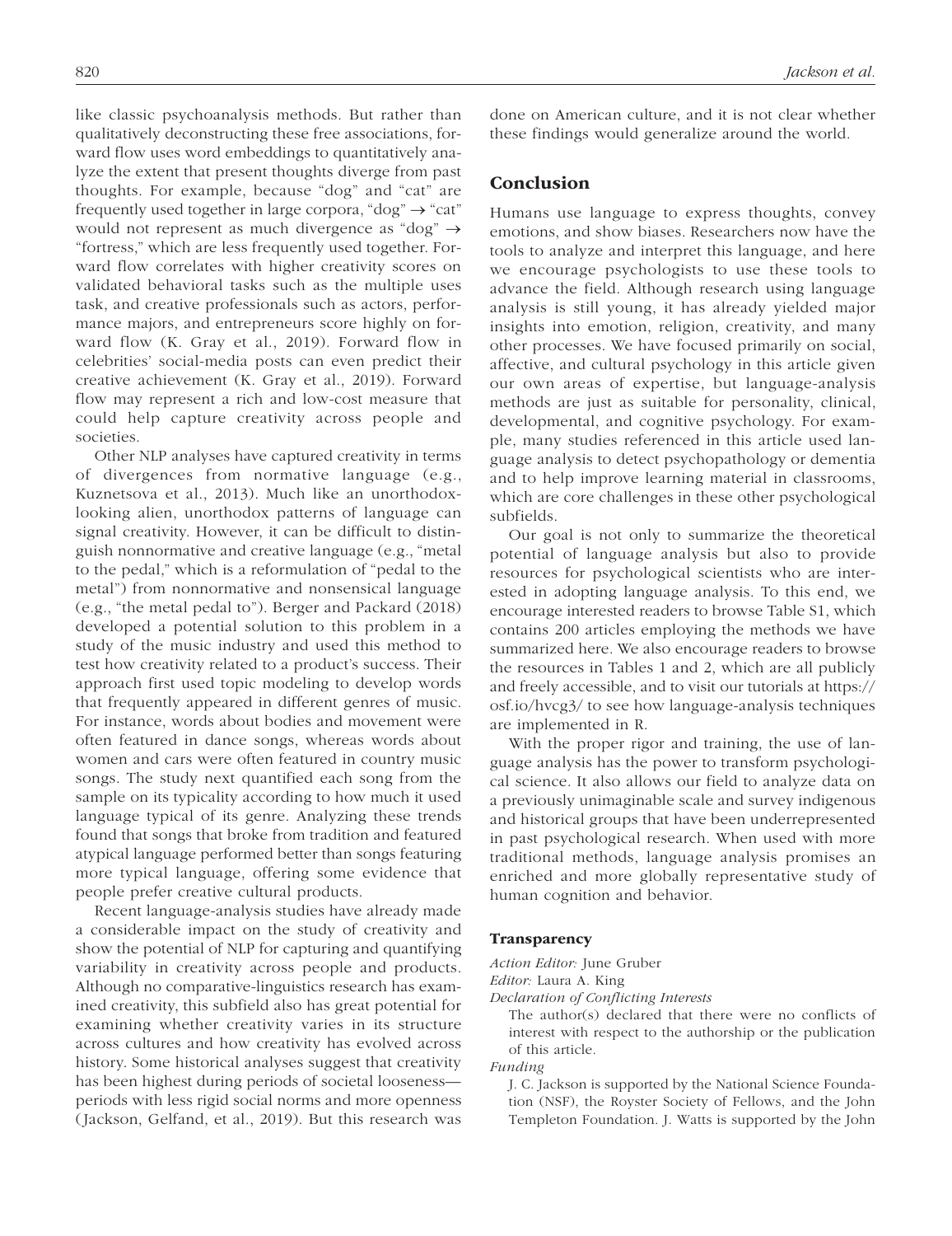like classic psychoanalysis methods. But rather than qualitatively deconstructing these free associations, forward flow uses word embeddings to quantitatively analyze the extent that present thoughts diverge from past thoughts. For example, because "dog" and "cat" are frequently used together in large corpora, "dog" → "cat" would not represent as much divergence as "dog" → "fortress," which are less frequently used together. Forward flow correlates with higher creativity scores on validated behavioral tasks such as the multiple uses task, and creative professionals such as actors, performance majors, and entrepreneurs score highly on forward flow (K. Gray et al., 2019). Forward flow in celebrities' social-media posts can even predict their creative achievement (K. Gray et al., 2019). Forward flow may represent a rich and low-cost measure that could help capture creativity across people and societies.

Other NLP analyses have captured creativity in terms of divergences from normative language (e.g., Kuznetsova et al., 2013). Much like an unorthodox-looking alien, unorthodox patterns of language can signal creativity. However, it can be difficult to distinguish nonnormative and creative language (e.g., "metal to the pedal," which is a reformulation of "pedal to the metal") from nonnormative and nonsensical language (e.g., "the metal pedal to"). Berger and Packard (2018) developed a potential solution to this problem in a study of the music industry and used this method to test how creativity related to a product's success. Their approach first used topic modeling to develop words that frequently appeared in different genres of music. For instance, words about bodies and movement were often featured in dance songs, whereas words about women and cars were often featured in country music songs. The study next quantified each song from the sample on its typicality according to how much it used language typical of its genre. Analyzing these trends found that songs that broke from tradition and featured atypical language performed better than songs featuring more typical language, offering some evidence that people prefer creative cultural products.

Recent language-analysis studies have already made a considerable impact on the study of creativity and show the potential of NLP for capturing and quantifying variability in creativity across people and products. Although no comparative-linguistics research has examined creativity, this subfield also has great potential for examining whether creativity varies in its structure across cultures and how creativity has evolved across history. Some historical analyses suggest that creativity has been highest during periods of societal looseness—periods with less rigid social norms and more openness (Jackson, Gelfand, et al., 2019). But this research was done on American culture, and it is not clear whether these findings would generalize around the world.

## Conclusion

Humans use language to express thoughts, convey emotions, and show biases. Researchers now have the tools to analyze and interpret this language, and here we encourage psychologists to use these tools to advance the field. Although research using language analysis is still young, it has already yielded major insights into emotion, religion, creativity, and many other processes. We have focused primarily on social, affective, and cultural psychology in this article given our own areas of expertise, but language-analysis methods are just as suitable for personality, clinical, developmental, and cognitive psychology. For example, many studies referenced in this article used language analysis to detect psychopathology or dementia and to help improve learning material in classrooms, which are core challenges in these other psychological subfields.

Our goal is not only to summarize the theoretical potential of language analysis but also to provide resources for psychological scientists who are interested in adopting language analysis. To this end, we encourage interested readers to browse Table S1, which contains 200 articles employing the methods we have summarized here. We also encourage readers to browse the resources in Tables 1 and 2, which are all publicly and freely accessible, and to visit our tutorials at https://osf.io/hvcg3/ to see how language-analysis techniques are implemented in R.

With the proper rigor and training, the use of language analysis has the power to transform psychological science. It also allows our field to analyze data on a previously unimaginable scale and survey indigenous and historical groups that have been underrepresented in past psychological research. When used with more traditional methods, language analysis promises an enriched and more globally representative study of human cognition and behavior.

### Transparency

*Action Editor:* June Gruber

*Editor:* Laura A. King

*Declaration of Conflicting Interests*

The author(s) declared that there were no conflicts of interest with respect to the authorship or the publication of this article.

*Funding*

J. C. Jackson is supported by the National Science Foundation (NSF), the Royster Society of Fellows, and the John Templeton Foundation. J. Watts is supported by the John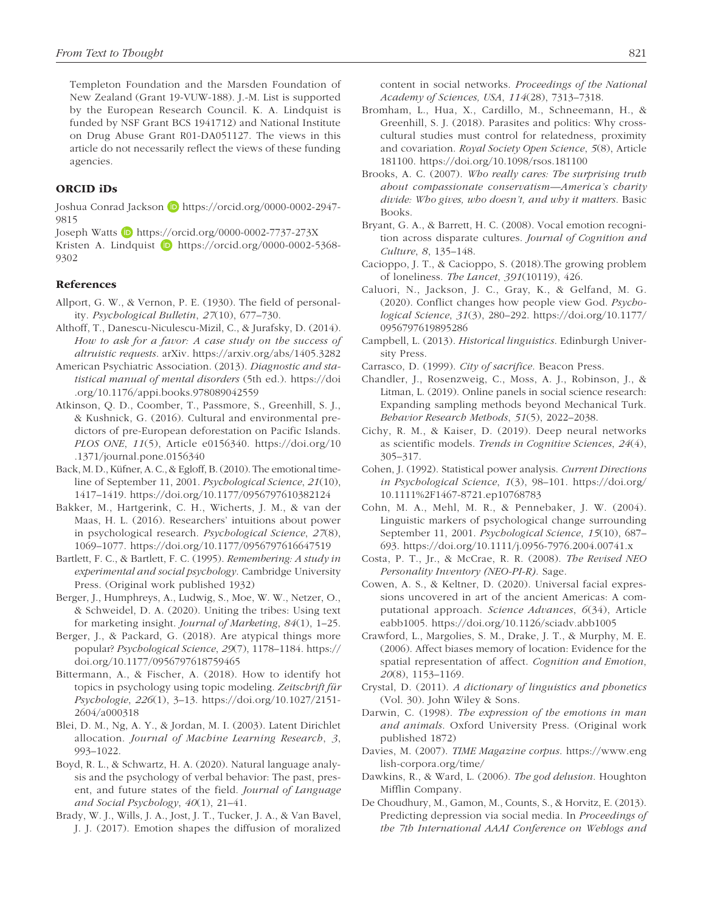Templeton Foundation and the Marsden Foundation of New Zealand (Grant 19-VUW-188). J.-M. List is supported by the European Research Council. K. A. Lindquist is funded by NSF Grant BCS 1941712) and National Institute on Drug Abuse Grant R01-DA051127. The views in this article do not necessarily reflect the views of these funding agencies.

## ORCID iDs

Joshua Conrad Jackson https://orcid.org/0000-0002-2947-9815

Joseph Watts https://orcid.org/0000-0002-7737-273X

Kristen A. Lindquist https://orcid.org/0000-0002-5368-9302

## References

Allport, G. W., & Vernon, P. E. (1930). The field of personality. *Psychological Bulletin*, *27*(10), 677–730.

Althoff, T., Danescu-Niculescu-Mizil, C., & Jurafsky, D. (2014). *How to ask for a favor: A case study on the success of altruistic requests*. arXiv. https://arxiv.org/abs/1405.3282

American Psychiatric Association. (2013). *Diagnostic and statistical manual of mental disorders* (5th ed.). https://doi.org/10.1176/appi.books.978089042559

Atkinson, Q. D., Coomber, T., Passmore, S., Greenhill, S. J., & Kushnick, G. (2016). Cultural and environmental predictors of pre-European deforestation on Pacific Islands. *PLOS ONE*, *11*(5), Article e0156340. https://doi.org/10.1371/journal.pone.0156340

Back, M. D., Küfner, A. C., & Egloff, B. (2010). The emotional timeline of September 11, 2001. *Psychological Science*, *21*(10), 1417–1419. https://doi.org/10.1177/0956797610382124

Bakker, M., Hartgerink, C. H., Wicherts, J. M., & van der Maas, H. L. (2016). Researchers' intuitions about power in psychological research. *Psychological Science*, *27*(8), 1069–1077. https://doi.org/10.1177/0956797616647519

Bartlett, F. C., & Bartlett, F. C. (1995). *Remembering: A study in experimental and social psychology*. Cambridge University Press. (Original work published 1932)

Berger, J., Humphreys, A., Ludwig, S., Moe, W. W., Netzer, O., & Schweidel, D. A. (2020). Uniting the tribes: Using text for marketing insight. *Journal of Marketing*, *84*(1), 1–25.

Berger, J., & Packard, G. (2018). Are atypical things more popular? *Psychological Science*, *29*(7), 1178–1184. https://doi.org/10.1177/0956797618759465

Bittermann, A., & Fischer, A. (2018). How to identify hot topics in psychology using topic modeling. *Zeitschrift für Psychologie*, *226*(1), 3–13. https://doi.org/10.1027/2151-2604/a000318

Blei, D. M., Ng, A. Y., & Jordan, M. I. (2003). Latent Dirichlet allocation. *Journal of Machine Learning Research*, *3*, 993–1022.

Boyd, R. L., & Schwartz, H. A. (2020). Natural language analysis and the psychology of verbal behavior: The past, present, and future states of the field. *Journal of Language and Social Psychology*, *40*(1), 21–41.

Brady, W. J., Wills, J. A., Jost, J. T., Tucker, J. A., & Van Bavel, J. J. (2017). Emotion shapes the diffusion of moralized content in social networks. *Proceedings of the National Academy of Sciences, USA*, *114*(28), 7313–7318.

Bromham, L., Hua, X., Cardillo, M., Schneemann, H., & Greenhill, S. J. (2018). Parasites and politics: Why cross-cultural studies must control for relatedness, proximity and covariation. *Royal Society Open Science*, *5*(8), Article 181100. https://doi.org/10.1098/rsos.181100

Brooks, A. C. (2007). *Who really cares: The surprising truth about compassionate conservatism—America's charity divide: Who gives, who doesn't, and why it matters*. Basic Books.

Bryant, G. A., & Barrett, H. C. (2008). Vocal emotion recognition across disparate cultures. *Journal of Cognition and Culture*, *8*, 135–148.

Cacioppo, J. T., & Cacioppo, S. (2018).The growing problem of loneliness. *The Lancet*, *391*(10119), 426.

Caluori, N., Jackson, J. C., Gray, K., & Gelfand, M. G. (2020). Conflict changes how people view God. *Psychological Science*, *31*(3), 280–292. https://doi.org/10.1177/0956797619895286

Campbell, L. (2013). *Historical linguistics*. Edinburgh University Press.

Carrasco, D. (1999). *City of sacrifice*. Beacon Press.

Chandler, J., Rosenzweig, C., Moss, A. J., Robinson, J., & Litman, L. (2019). Online panels in social science research: Expanding sampling methods beyond Mechanical Turk. *Behavior Research Methods*, *51*(5), 2022–2038.

Cichy, R. M., & Kaiser, D. (2019). Deep neural networks as scientific models. *Trends in Cognitive Sciences*, *24*(4), 305–317.

Cohen, J. (1992). Statistical power analysis. *Current Directions in Psychological Science*, *1*(3), 98–101. https://doi.org/10.1111%2F1467-8721.ep10768783

Cohn, M. A., Mehl, M. R., & Pennebaker, J. W. (2004). Linguistic markers of psychological change surrounding September 11, 2001. *Psychological Science*, *15*(10), 687–693. https://doi.org/10.1111/j.0956-7976.2004.00741.x

Costa, P. T., Jr., & McCrae, R. R. (2008). *The Revised NEO Personality Inventory (NEO-PI-R)*. Sage.

Cowen, A. S., & Keltner, D. (2020). Universal facial expressions uncovered in art of the ancient Americas: A computational approach. *Science Advances*, *6*(34), Article eabb1005. https://doi.org/10.1126/sciadv.abb1005

Crawford, L., Margolies, S. M., Drake, J. T., & Murphy, M. E. (2006). Affect biases memory of location: Evidence for the spatial representation of affect. *Cognition and Emotion*, *20*(8), 1153–1169.

Crystal, D. (2011). *A dictionary of linguistics and phonetics* (Vol. 30). John Wiley & Sons.

Darwin, C. (1998). *The expression of the emotions in man and animals*. Oxford University Press. (Original work published 1872)

Davies, M. (2007). *TIME Magazine corpus*. https://www.english-corpora.org/time/

Dawkins, R., & Ward, L. (2006). *The god delusion*. Houghton Mifflin Company.

De Choudhury, M., Gamon, M., Counts, S., & Horvitz, E. (2013). Predicting depression via social media. In *Proceedings of the 7th International AAAI Conference on Weblogs and*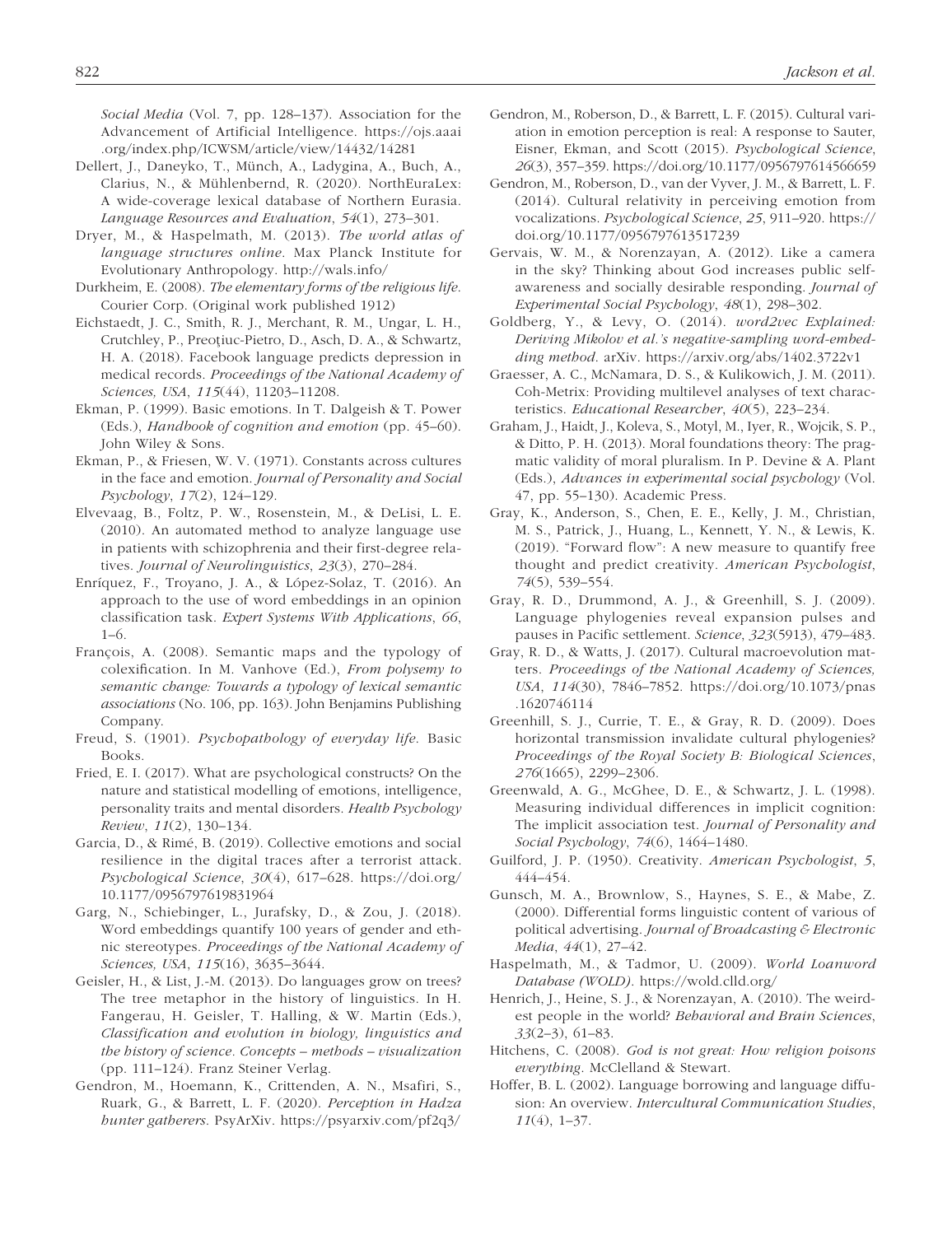*Social Media* (Vol. 7, pp. 128–137). Association for the Advancement of Artificial Intelligence. https://ojs.aaai.org/index.php/ICWSM/article/view/14432/14281

Dellert, J., Daneyko, T., Münch, A., Ladygina, A., Buch, A., Clarius, N., & Mühlenbernd, R. (2020). NorthEuraLex: A wide-coverage lexical database of Northern Eurasia. *Language Resources and Evaluation*, *54*(1), 273–301.

Dryer, M., & Haspelmath, M. (2013). *The world atlas of language structures online*. Max Planck Institute for Evolutionary Anthropology. http://wals.info/

Durkheim, E. (2008). *The elementary forms of the religious life*. Courier Corp. (Original work published 1912)

Eichstaedt, J. C., Smith, R. J., Merchant, R. M., Ungar, L. H., Crutchley, P., Preoţiuc-Pietro, D., Asch, D. A., & Schwartz, H. A. (2018). Facebook language predicts depression in medical records. *Proceedings of the National Academy of Sciences, USA*, *115*(44), 11203–11208.

Ekman, P. (1999). Basic emotions. In T. Dalgeish & T. Power (Eds.), *Handbook of cognition and emotion* (pp. 45–60). John Wiley & Sons.

Ekman, P., & Friesen, W. V. (1971). Constants across cultures in the face and emotion. *Journal of Personality and Social Psychology*, *17*(2), 124–129.

Elvevaag, B., Foltz, P. W., Rosenstein, M., & DeLisi, L. E. (2010). An automated method to analyze language use in patients with schizophrenia and their first-degree relatives. *Journal of Neurolinguistics*, *23*(3), 270–284.

Enríquez, F., Troyano, J. A., & López-Solaz, T. (2016). An approach to the use of word embeddings in an opinion classification task. *Expert Systems With Applications*, *66*, 1–6.

François, A. (2008). Semantic maps and the typology of colexification. In M. Vanhove (Ed.), *From polysemy to semantic change: Towards a typology of lexical semantic associations* (No. 106, pp. 163). John Benjamins Publishing Company.

Freud, S. (1901). *Psychopathology of everyday life*. Basic Books.

Fried, E. I. (2017). What are psychological constructs? On the nature and statistical modelling of emotions, intelligence, personality traits and mental disorders. *Health Psychology Review*, *11*(2), 130–134.

Garcia, D., & Rimé, B. (2019). Collective emotions and social resilience in the digital traces after a terrorist attack. *Psychological Science*, *30*(4), 617–628. https://doi.org/10.1177/0956797619831964

Garg, N., Schiebinger, L., Jurafsky, D., & Zou, J. (2018). Word embeddings quantify 100 years of gender and ethnic stereotypes. *Proceedings of the National Academy of Sciences, USA*, *115*(16), 3635–3644.

Geisler, H., & List, J.-M. (2013). Do languages grow on trees? The tree metaphor in the history of linguistics. In H. Fangerau, H. Geisler, T. Halling, & W. Martin (Eds.), *Classification and evolution in biology, linguistics and the history of science. Concepts – methods – visualization* (pp. 111–124). Franz Steiner Verlag.

Gendron, M., Hoemann, K., Crittenden, A. N., Msafiri, S., Ruark, G., & Barrett, L. F. (2020). *Perception in Hadza hunter gatherers*. PsyArXiv. https://psyarxiv.com/pf2q3/

Gendron, M., Roberson, D., & Barrett, L. F. (2015). Cultural variation in emotion perception is real: A response to Sauter, Eisner, Ekman, and Scott (2015). *Psychological Science*, *26*(3), 357–359. https://doi.org/10.1177/0956797614566659

Gendron, M., Roberson, D., van der Vyver, J. M., & Barrett, L. F. (2014). Cultural relativity in perceiving emotion from vocalizations. *Psychological Science*, *25*, 911–920. https://doi.org/10.1177/0956797613517239

Gervais, W. M., & Norenzayan, A. (2012). Like a camera in the sky? Thinking about God increases public self-awareness and socially desirable responding. *Journal of Experimental Social Psychology*, *48*(1), 298–302.

Goldberg, Y., & Levy, O. (2014). *word2vec Explained: Deriving Mikolov et al.'s negative-sampling word-embedding method*. arXiv. https://arxiv.org/abs/1402.3722v1

Graesser, A. C., McNamara, D. S., & Kulikowich, J. M. (2011). Coh-Metrix: Providing multilevel analyses of text characteristics. *Educational Researcher*, *40*(5), 223–234.

Graham, J., Haidt, J., Koleva, S., Motyl, M., Iyer, R., Wojcik, S. P., & Ditto, P. H. (2013). Moral foundations theory: The pragmatic validity of moral pluralism. In P. Devine & A. Plant (Eds.), *Advances in experimental social psychology* (Vol. 47, pp. 55–130). Academic Press.

Gray, K., Anderson, S., Chen, E. E., Kelly, J. M., Christian, M. S., Patrick, J., Huang, L., Kennett, Y. N., & Lewis, K. (2019). "Forward flow": A new measure to quantify free thought and predict creativity. *American Psychologist*, *74*(5), 539–554.

Gray, R. D., Drummond, A. J., & Greenhill, S. J. (2009). Language phylogenies reveal expansion pulses and pauses in Pacific settlement. *Science*, *323*(5913), 479–483.

Gray, R. D., & Watts, J. (2017). Cultural macroevolution matters. *Proceedings of the National Academy of Sciences, USA*, *114*(30), 7846–7852. https://doi.org/10.1073/pnas.1620746114

Greenhill, S. J., Currie, T. E., & Gray, R. D. (2009). Does horizontal transmission invalidate cultural phylogenies? *Proceedings of the Royal Society B: Biological Sciences*, *276*(1665), 2299–2306.

Greenwald, A. G., McGhee, D. E., & Schwartz, J. L. (1998). Measuring individual differences in implicit cognition: The implicit association test. *Journal of Personality and Social Psychology*, *74*(6), 1464–1480.

Guilford, J. P. (1950). Creativity. *American Psychologist*, *5*, 444–454.

Gunsch, M. A., Brownlow, S., Haynes, S. E., & Mabe, Z. (2000). Differential forms linguistic content of various of political advertising. *Journal of Broadcasting & Electronic Media*, *44*(1), 27–42.

Haspelmath, M., & Tadmor, U. (2009). *World Loanword Database (WOLD)*. https://wold.clld.org/

Henrich, J., Heine, S. J., & Norenzayan, A. (2010). The weirdest people in the world? *Behavioral and Brain Sciences*, *33*(2–3), 61–83.

Hitchens, C. (2008). *God is not great: How religion poisons everything*. McClelland & Stewart.

Hoffer, B. L. (2002). Language borrowing and language diffusion: An overview. *Intercultural Communication Studies*, *11*(4), 1–37.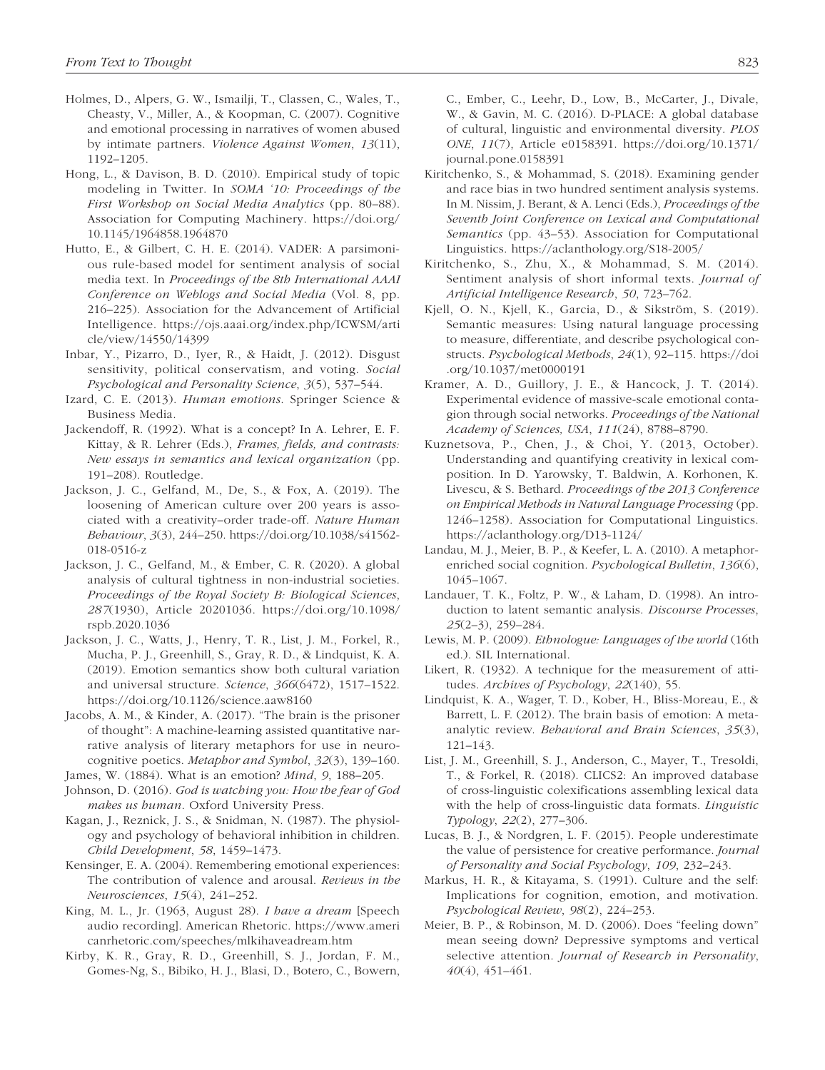Holmes, D., Alpers, G. W., Ismailji, T., Classen, C., Wales, T., Cheasty, V., Miller, A., & Koopman, C. (2007). Cognitive and emotional processing in narratives of women abused by intimate partners. *Violence Against Women*, *13*(11), 1192–1205.

Hong, L., & Davison, B. D. (2010). Empirical study of topic modeling in Twitter. In *SOMA '10: Proceedings of the First Workshop on Social Media Analytics* (pp. 80–88). Association for Computing Machinery. https://doi.org/10.1145/1964858.1964870

Hutto, E., & Gilbert, C. H. E. (2014). VADER: A parsimonious rule-based model for sentiment analysis of social media text. In *Proceedings of the 8th International AAAI Conference on Weblogs and Social Media* (Vol. 8, pp. 216–225). Association for the Advancement of Artificial Intelligence. https://ojs.aaai.org/index.php/ICWSM/article/view/14550/14399

Inbar, Y., Pizarro, D., Iyer, R., & Haidt, J. (2012). Disgust sensitivity, political conservatism, and voting. *Social Psychological and Personality Science*, *3*(5), 537–544.

Izard, C. E. (2013). *Human emotions*. Springer Science & Business Media.

Jackendoff, R. (1992). What is a concept? In A. Lehrer, E. F. Kittay, & R. Lehrer (Eds.), *Frames, fields, and contrasts: New essays in semantics and lexical organization* (pp. 191–208). Routledge.

Jackson, J. C., Gelfand, M., De, S., & Fox, A. (2019). The loosening of American culture over 200 years is associated with a creativity–order trade-off. *Nature Human Behaviour*, *3*(3), 244–250. https://doi.org/10.1038/s41562-018-0516-z

Jackson, J. C., Gelfand, M., & Ember, C. R. (2020). A global analysis of cultural tightness in non-industrial societies. *Proceedings of the Royal Society B: Biological Sciences*, *287*(1930), Article 20201036. https://doi.org/10.1098/rspb.2020.1036

Jackson, J. C., Watts, J., Henry, T. R., List, J. M., Forkel, R., Mucha, P. J., Greenhill, S., Gray, R. D., & Lindquist, K. A. (2019). Emotion semantics show both cultural variation and universal structure. *Science*, *366*(6472), 1517–1522. https://doi.org/10.1126/science.aaw8160

Jacobs, A. M., & Kinder, A. (2017). "The brain is the prisoner of thought": A machine-learning assisted quantitative narrative analysis of literary metaphors for use in neurocognitive poetics. *Metaphor and Symbol*, *32*(3), 139–160.

James, W. (1884). What is an emotion? *Mind*, *9*, 188–205.

Johnson, D. (2016). *God is watching you: How the fear of God makes us human*. Oxford University Press.

Kagan, J., Reznick, J. S., & Snidman, N. (1987). The physiology and psychology of behavioral inhibition in children. *Child Development*, *58*, 1459–1473.

Kensinger, E. A. (2004). Remembering emotional experiences: The contribution of valence and arousal. *Reviews in the Neurosciences*, *15*(4), 241–252.

King, M. L., Jr. (1963, August 28). *I have a dream* [Speech audio recording]. American Rhetoric. https://www.americanrhetoric.com/speeches/mlkihaveadream.htm

Kirby, K. R., Gray, R. D., Greenhill, S. J., Jordan, F. M., Gomes-Ng, S., Bibiko, H. J., Blasi, D., Botero, C., Bowern, C., Ember, C., Leehr, D., Low, B., McCarter, J., Divale, W., & Gavin, M. C. (2016). D-PLACE: A global database of cultural, linguistic and environmental diversity. *PLOS ONE*, *11*(7), Article e0158391. https://doi.org/10.1371/journal.pone.0158391

Kiritchenko, S., & Mohammad, S. (2018). Examining gender and race bias in two hundred sentiment analysis systems. In M. Nissim, J. Berant, & A. Lenci (Eds.), *Proceedings of the Seventh Joint Conference on Lexical and Computational Semantics* (pp. 43–53). Association for Computational Linguistics. https://aclanthology.org/S18-2005/

Kiritchenko, S., Zhu, X., & Mohammad, S. M. (2014). Sentiment analysis of short informal texts. *Journal of Artificial Intelligence Research*, *50*, 723–762.

Kjell, O. N., Kjell, K., Garcia, D., & Sikström, S. (2019). Semantic measures: Using natural language processing to measure, differentiate, and describe psychological constructs. *Psychological Methods*, *24*(1), 92–115. https://doi.org/10.1037/met0000191

Kramer, A. D., Guillory, J. E., & Hancock, J. T. (2014). Experimental evidence of massive-scale emotional contagion through social networks. *Proceedings of the National Academy of Sciences, USA*, *111*(24), 8788–8790.

Kuznetsova, P., Chen, J., & Choi, Y. (2013, October). Understanding and quantifying creativity in lexical composition. In D. Yarowsky, T. Baldwin, A. Korhonen, K. Livescu, & S. Bethard. *Proceedings of the 2013 Conference on Empirical Methods in Natural Language Processing* (pp. 1246–1258). Association for Computational Linguistics. https://aclanthology.org/D13-1124/

Landau, M. J., Meier, B. P., & Keefer, L. A. (2010). A metaphor-enriched social cognition. *Psychological Bulletin*, *136*(6), 1045–1067.

Landauer, T. K., Foltz, P. W., & Laham, D. (1998). An introduction to latent semantic analysis. *Discourse Processes*, *25*(2–3), 259–284.

Lewis, M. P. (2009). *Ethnologue: Languages of the world* (16th ed.). SIL International.

Likert, R. (1932). A technique for the measurement of attitudes. *Archives of Psychology*, *22*(140), 55.

Lindquist, K. A., Wager, T. D., Kober, H., Bliss-Moreau, E., & Barrett, L. F. (2012). The brain basis of emotion: A meta-analytic review. *Behavioral and Brain Sciences*, *35*(3), 121–143.

List, J. M., Greenhill, S. J., Anderson, C., Mayer, T., Tresoldi, T., & Forkel, R. (2018). CLICS2: An improved database of cross-linguistic colexifications assembling lexical data with the help of cross-linguistic data formats. *Linguistic Typology*, *22*(2), 277–306.

Lucas, B. J., & Nordgren, L. F. (2015). People underestimate the value of persistence for creative performance. *Journal of Personality and Social Psychology*, *109*, 232–243.

Markus, H. R., & Kitayama, S. (1991). Culture and the self: Implications for cognition, emotion, and motivation. *Psychological Review*, *98*(2), 224–253.

Meier, B. P., & Robinson, M. D. (2006). Does "feeling down" mean seeing down? Depressive symptoms and vertical selective attention. *Journal of Research in Personality*, *40*(4), 451–461.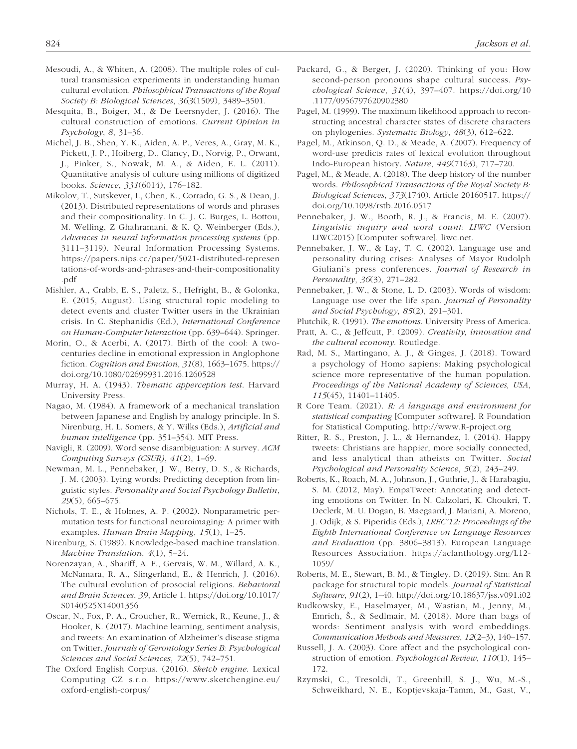Mesoudi, A., & Whiten, A. (2008). The multiple roles of cultural transmission experiments in understanding human cultural evolution. *Philosophical Transactions of the Royal Society B: Biological Sciences*, *363*(1509), 3489–3501.

Mesquita, B., Boiger, M., & De Leersnyder, J. (2016). The cultural construction of emotions. *Current Opinion in Psychology*, *8*, 31–36.

Michel, J. B., Shen, Y. K., Aiden, A. P., Veres, A., Gray, M. K., Pickett, J. P., Hoiberg, D., Clancy, D., Norvig, P., Orwant, J., Pinker, S., Nowak, M. A., & Aiden, E. L. (2011). Quantitative analysis of culture using millions of digitized books. *Science*, *331*(6014), 176–182.

Mikolov, T., Sutskever, I., Chen, K., Corrado, G. S., & Dean, J. (2013). Distributed representations of words and phrases and their compositionality. In C. J. C. Burges, L. Bottou, M. Welling, Z Ghahramani, & K. Q. Weinberger (Eds.), *Advances in neural information processing systems* (pp. 3111–3119). Neural Information Processing Systems. https://papers.nips.cc/paper/5021-distributed-representations-of-words-and-phrases-and-their-compositionality.pdf

Mishler, A., Crabb, E. S., Paletz, S., Hefright, B., & Golonka, E. (2015, August). Using structural topic modeling to detect events and cluster Twitter users in the Ukrainian crisis. In C. Stephanidis (Ed.), *International Conference on Human-Computer Interaction* (pp. 639–644). Springer.

Morin, O., & Acerbi, A. (2017). Birth of the cool: A two-centuries decline in emotional expression in Anglophone fiction. *Cognition and Emotion*, *31*(8), 1663–1675. https://doi.org/10.1080/02699931.2016.1260528

Murray, H. A. (1943). *Thematic apperception test*. Harvard University Press.

Nagao, M. (1984). A framework of a mechanical translation between Japanese and English by analogy principle. In S. Nirenburg, H. L. Somers, & Y. Wilks (Eds.), *Artificial and human intelligence* (pp. 351–354). MIT Press.

Navigli, R. (2009). Word sense disambiguation: A survey. *ACM Computing Surveys (CSUR)*, *41*(2), 1–69.

Newman, M. L., Pennebaker, J. W., Berry, D. S., & Richards, J. M. (2003). Lying words: Predicting deception from linguistic styles. *Personality and Social Psychology Bulletin*, *29*(5), 665–675.

Nichols, T. E., & Holmes, A. P. (2002). Nonparametric permutation tests for functional neuroimaging: A primer with examples. *Human Brain Mapping*, *15*(1), 1–25.

Nirenburg, S. (1989). Knowledge-based machine translation. *Machine Translation*, *4*(1), 5–24.

Norenzayan, A., Shariff, A. F., Gervais, W. M., Willard, A. K., McNamara, R. A., Slingerland, E., & Henrich, J. (2016). The cultural evolution of prosocial religions. *Behavioral and Brain Sciences*, *39*, Article 1. https://doi.org/10.1017/S0140525X14001356

Oscar, N., Fox, P. A., Croucher, R., Wernick, R., Keune, J., & Hooker, K. (2017). Machine learning, sentiment analysis, and tweets: An examination of Alzheimer's disease stigma on Twitter. *Journals of Gerontology Series B: Psychological Sciences and Social Sciences*, *72*(5), 742–751.

The Oxford English Corpus. (2016). *Sketch engine*. Lexical Computing CZ s.r.o. https://www.sketchengine.eu/oxford-english-corpus/

Packard, G., & Berger, J. (2020). Thinking of you: How second-person pronouns shape cultural success. *Psychological Science*, *31*(4), 397–407. https://doi.org/10.1177/0956797620902380

Pagel, M. (1999). The maximum likelihood approach to reconstructing ancestral character states of discrete characters on phylogenies. *Systematic Biology*, *48*(3), 612–622.

Pagel, M., Atkinson, Q. D., & Meade, A. (2007). Frequency of word-use predicts rates of lexical evolution throughout Indo-European history. *Nature*, *449*(7163), 717–720.

Pagel, M., & Meade, A. (2018). The deep history of the number words. *Philosophical Transactions of the Royal Society B: Biological Sciences*, *373*(1740), Article 20160517. https://doi.org/10.1098/rstb.2016.0517

Pennebaker, J. W., Booth, R. J., & Francis, M. E. (2007). *Linguistic inquiry and word count: LIWC* (Version LIWC2015) [Computer software]. liwc.net.

Pennebaker, J. W., & Lay, T. C. (2002). Language use and personality during crises: Analyses of Mayor Rudolph Giuliani's press conferences. *Journal of Research in Personality*, *36*(3), 271–282.

Pennebaker, J. W., & Stone, L. D. (2003). Words of wisdom: Language use over the life span. *Journal of Personality and Social Psychology*, *85*(2), 291–301.

Plutchik, R. (1991). *The emotions*. University Press of America.

Pratt, A. C., & Jeffcutt, P. (2009). *Creativity, innovation and the cultural economy*. Routledge.

Rad, M. S., Martingano, A. J., & Ginges, J. (2018). Toward a psychology of Homo sapiens: Making psychological science more representative of the human population. *Proceedings of the National Academy of Sciences, USA*, *115*(45), 11401–11405.

R Core Team. (2021). *R: A language and environment for statistical computing* [Computer software]. R Foundation for Statistical Computing. http://www.R-project.org

Ritter, R. S., Preston, J. L., & Hernandez, I. (2014). Happy tweets: Christians are happier, more socially connected, and less analytical than atheists on Twitter. *Social Psychological and Personality Science*, *5*(2), 243–249.

Roberts, K., Roach, M. A., Johnson, J., Guthrie, J., & Harabagiu, S. M. (2012, May). EmpaTweet: Annotating and detecting emotions on Twitter. In N. Calzolari, K. Choukri, T. Declerk, M. U. Dogan, B. Maegaard, J. Mariani, A. Moreno, J. Odijk, & S. Piperidis (Eds.), *LREC'12: Proceedings of the Eighth International Conference on Language Resources and Evaluation* (pp. 3806–3813). European Language Resources Association. https://aclanthology.org/L12-1059/

Roberts, M. E., Stewart, B. M., & Tingley, D. (2019). Stm: An R package for structural topic models. *Journal of Statistical Software*, *91*(2), 1–40. http://doi.org/10.18637/jss.v091.i02

Rudkowsky, E., Haselmayer, M., Wastian, M., Jenny, M., Emrich, Š., & Sedlmair, M. (2018). More than bags of words: Sentiment analysis with word embeddings. *Communication Methods and Measures*, *12*(2–3), 140–157.

Russell, J. A. (2003). Core affect and the psychological construction of emotion. *Psychological Review*, *110*(1), 145–172.

Rzymski, C., Tresoldi, T., Greenhill, S. J., Wu, M.-S., Schweikhard, N. E., Koptjevskaja-Tamm, M., Gast, V.,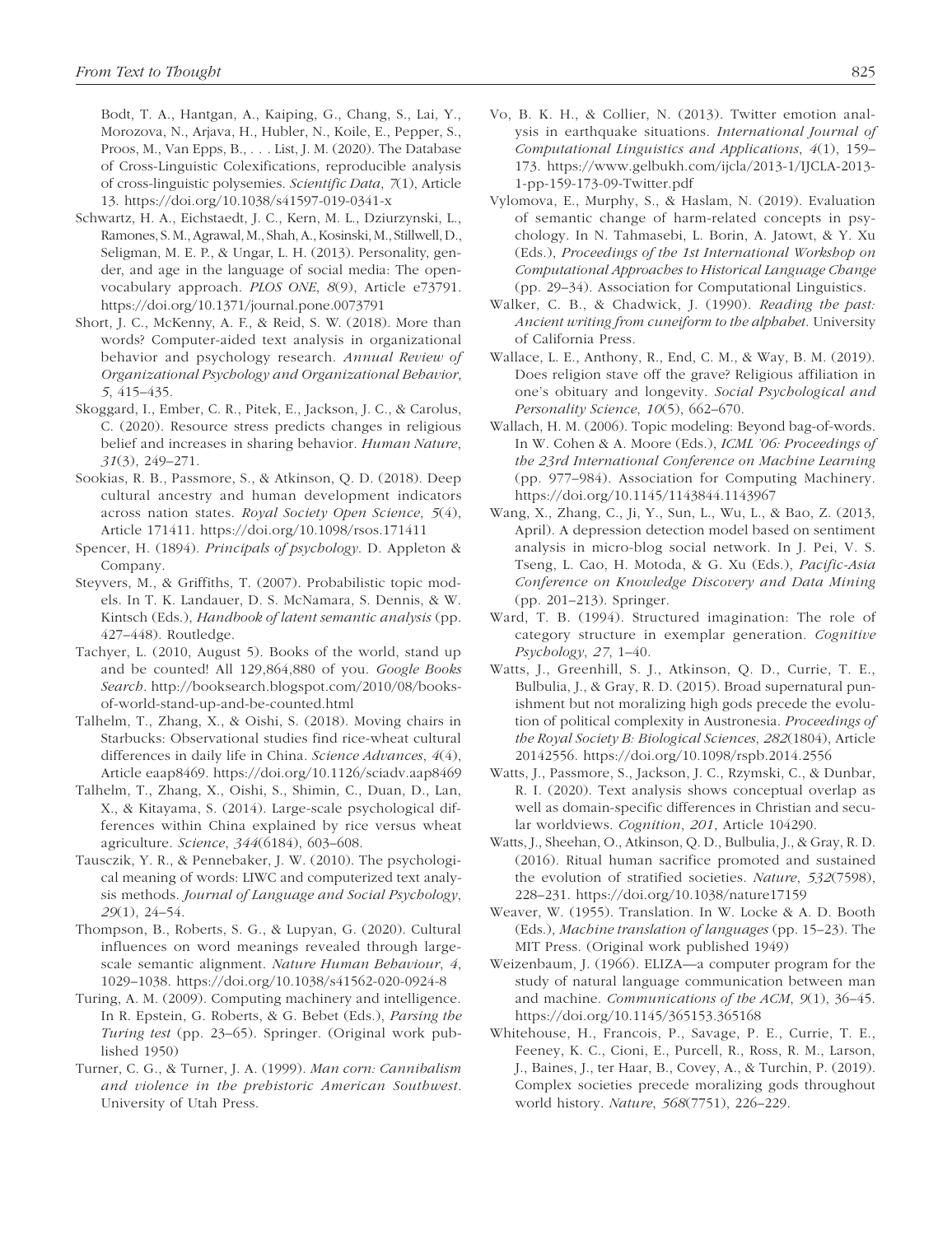Bodt, T. A., Hantgan, A., Kaiping, G., Chang, S., Lai, Y., Morozova, N., Arjava, H., Hubler, N., Koile, E., Pepper, S., Proos, M., Van Epps, B., . . . List, J. M. (2020). The Database of Cross-Linguistic Colexifications, reproducible analysis of cross-linguistic polysemies. *Scientific Data*, *7*(1), Article 13. https://doi.org/10.1038/s41597-019-0341-x

Schwartz, H. A., Eichstaedt, J. C., Kern, M. L., Dziurzynski, L., Ramones, S. M., Agrawal, M., Shah, A., Kosinski, M., Stillwell, D., Seligman, M. E. P., & Ungar, L. H. (2013). Personality, gender, and age in the language of social media: The open-vocabulary approach. *PLOS ONE*, *8*(9), Article e73791. https://doi.org/10.1371/journal.pone.0073791

Short, J. C., McKenny, A. F., & Reid, S. W. (2018). More than words? Computer-aided text analysis in organizational behavior and psychology research. *Annual Review of Organizational Psychology and Organizational Behavior*, *5*, 415–435.

Skoggard, I., Ember, C. R., Pitek, E., Jackson, J. C., & Carolus, C. (2020). Resource stress predicts changes in religious belief and increases in sharing behavior. *Human Nature*, *31*(3), 249–271.

Sookias, R. B., Passmore, S., & Atkinson, Q. D. (2018). Deep cultural ancestry and human development indicators across nation states. *Royal Society Open Science*, *5*(4), Article 171411. https://doi.org/10.1098/rsos.171411

Spencer, H. (1894). *Principals of psychology*. D. Appleton & Company.

Steyvers, M., & Griffiths, T. (2007). Probabilistic topic models. In T. K. Landauer, D. S. McNamara, S. Dennis, & W. Kintsch (Eds.), *Handbook of latent semantic analysis* (pp. 427–448). Routledge.

Tachyer, L. (2010, August 5). Books of the world, stand up and be counted! All 129,864,880 of you. *Google Books Search*. http://booksearch.blogspot.com/2010/08/books-of-world-stand-up-and-be-counted.html

Talhelm, T., Zhang, X., & Oishi, S. (2018). Moving chairs in Starbucks: Observational studies find rice-wheat cultural differences in daily life in China. *Science Advances*, *4*(4), Article eaap8469. https://doi.org/10.1126/sciadv.aap8469

Talhelm, T., Zhang, X., Oishi, S., Shimin, C., Duan, D., Lan, X., & Kitayama, S. (2014). Large-scale psychological differences within China explained by rice versus wheat agriculture. *Science*, *344*(6184), 603–608.

Tausczik, Y. R., & Pennebaker, J. W. (2010). The psychological meaning of words: LIWC and computerized text analysis methods. *Journal of Language and Social Psychology*, *29*(1), 24–54.

Thompson, B., Roberts, S. G., & Lupyan, G. (2020). Cultural influences on word meanings revealed through large-scale semantic alignment. *Nature Human Behaviour*, *4*, 1029–1038. https://doi.org/10.1038/s41562-020-0924-8

Turing, A. M. (2009). Computing machinery and intelligence. In R. Epstein, G. Roberts, & G. Bebet (Eds.), *Parsing the Turing test* (pp. 23–65). Springer. (Original work published 1950)

Turner, C. G., & Turner, J. A. (1999). *Man corn: Cannibalism and violence in the prehistoric American Southwest*. University of Utah Press.

Vo, B. K. H., & Collier, N. (2013). Twitter emotion analysis in earthquake situations. *International Journal of Computational Linguistics and Applications*, *4*(1), 159–173. https://www.gelbukh.com/ijcla/2013-1/IJCLA-2013-1-pp-159-173-09-Twitter.pdf

Vylomova, E., Murphy, S., & Haslam, N. (2019). Evaluation of semantic change of harm-related concepts in psychology. In N. Tahmasebi, L. Borin, A. Jatowt, & Y. Xu (Eds.), *Proceedings of the 1st International Workshop on Computational Approaches to Historical Language Change* (pp. 29–34). Association for Computational Linguistics.

Walker, C. B., & Chadwick, J. (1990). *Reading the past: Ancient writing from cuneiform to the alphabet*. University of California Press.

Wallace, L. E., Anthony, R., End, C. M., & Way, B. M. (2019). Does religion stave off the grave? Religious affiliation in one's obituary and longevity. *Social Psychological and Personality Science*, *10*(5), 662–670.

Wallach, H. M. (2006). Topic modeling: Beyond bag-of-words. In W. Cohen & A. Moore (Eds.), *ICML '06: Proceedings of the 23rd International Conference on Machine Learning* (pp. 977–984). Association for Computing Machinery. https://doi.org/10.1145/1143844.1143967

Wang, X., Zhang, C., Ji, Y., Sun, L., Wu, L., & Bao, Z. (2013, April). A depression detection model based on sentiment analysis in micro-blog social network. In J. Pei, V. S. Tseng, L. Cao, H. Motoda, & G. Xu (Eds.), *Pacific-Asia Conference on Knowledge Discovery and Data Mining* (pp. 201–213). Springer.

Ward, T. B. (1994). Structured imagination: The role of category structure in exemplar generation. *Cognitive Psychology*, *27*, 1–40.

Watts, J., Greenhill, S. J., Atkinson, Q. D., Currie, T. E., Bulbulia, J., & Gray, R. D. (2015). Broad supernatural punishment but not moralizing high gods precede the evolution of political complexity in Austronesia. *Proceedings of the Royal Society B: Biological Sciences*, *282*(1804), Article 20142556. https://doi.org/10.1098/rspb.2014.2556

Watts, J., Passmore, S., Jackson, J. C., Rzymski, C., & Dunbar, R. I. (2020). Text analysis shows conceptual overlap as well as domain-specific differences in Christian and secular worldviews. *Cognition*, *201*, Article 104290.

Watts, J., Sheehan, O., Atkinson, Q. D., Bulbulia, J., & Gray, R. D. (2016). Ritual human sacrifice promoted and sustained the evolution of stratified societies. *Nature*, *532*(7598), 228–231. https://doi.org/10.1038/nature17159

Weaver, W. (1955). Translation. In W. Locke & A. D. Booth (Eds.), *Machine translation of languages* (pp. 15–23). The MIT Press. (Original work published 1949)

Weizenbaum, J. (1966). ELIZA—a computer program for the study of natural language communication between man and machine. *Communications of the ACM*, *9*(1), 36–45. https://doi.org/10.1145/365153.365168

Whitehouse, H., Francois, P., Savage, P. E., Currie, T. E., Feeney, K. C., Cioni, E., Purcell, R., Ross, R. M., Larson, J., Baines, J., ter Haar, B., Covey, A., & Turchin, P. (2019). Complex societies precede moralizing gods throughout world history. *Nature*, *568*(7751), 226–229.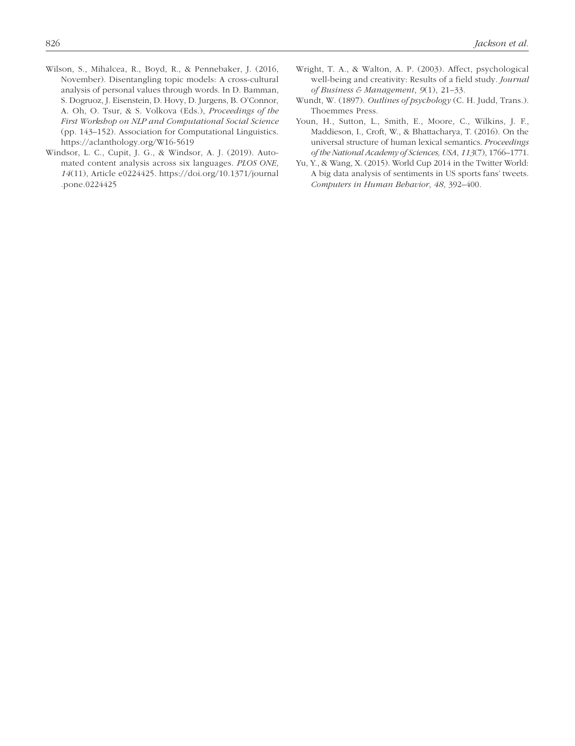Wilson, S., Mihalcea, R., Boyd, R., & Pennebaker, J. (2016, November). Disentangling topic models: A cross-cultural analysis of personal values through words. In D. Bamman, S. Dogruoz, J. Eisenstein, D. Hovy, D. Jurgens, B. O'Connor, A. Oh, O. Tsur, & S. Volkova (Eds.), *Proceedings of the First Workshop on NLP and Computational Social Science* (pp. 143–152). Association for Computational Linguistics. https://aclanthology.org/W16-5619

Windsor, L. C., Cupit, J. G., & Windsor, A. J. (2019). Automated content analysis across six languages. *PLOS ONE*, *14*(11), Article e0224425. https://doi.org/10.1371/journal.pone.0224425

Wright, T. A., & Walton, A. P. (2003). Affect, psychological well-being and creativity: Results of a field study. *Journal of Business & Management*, *9*(1), 21–33.

Wundt, W. (1897). *Outlines of psychology* (C. H. Judd, Trans.). Thoemmes Press.

Youn, H., Sutton, L., Smith, E., Moore, C., Wilkins, J. F., Maddieson, I., Croft, W., & Bhattacharya, T. (2016). On the universal structure of human lexical semantics. *Proceedings of the National Academy of Sciences, USA*, *113*(7), 1766–1771.

Yu, Y., & Wang, X. (2015). World Cup 2014 in the Twitter World: A big data analysis of sentiments in US sports fans' tweets. *Computers in Human Behavior*, *48*, 392–400.